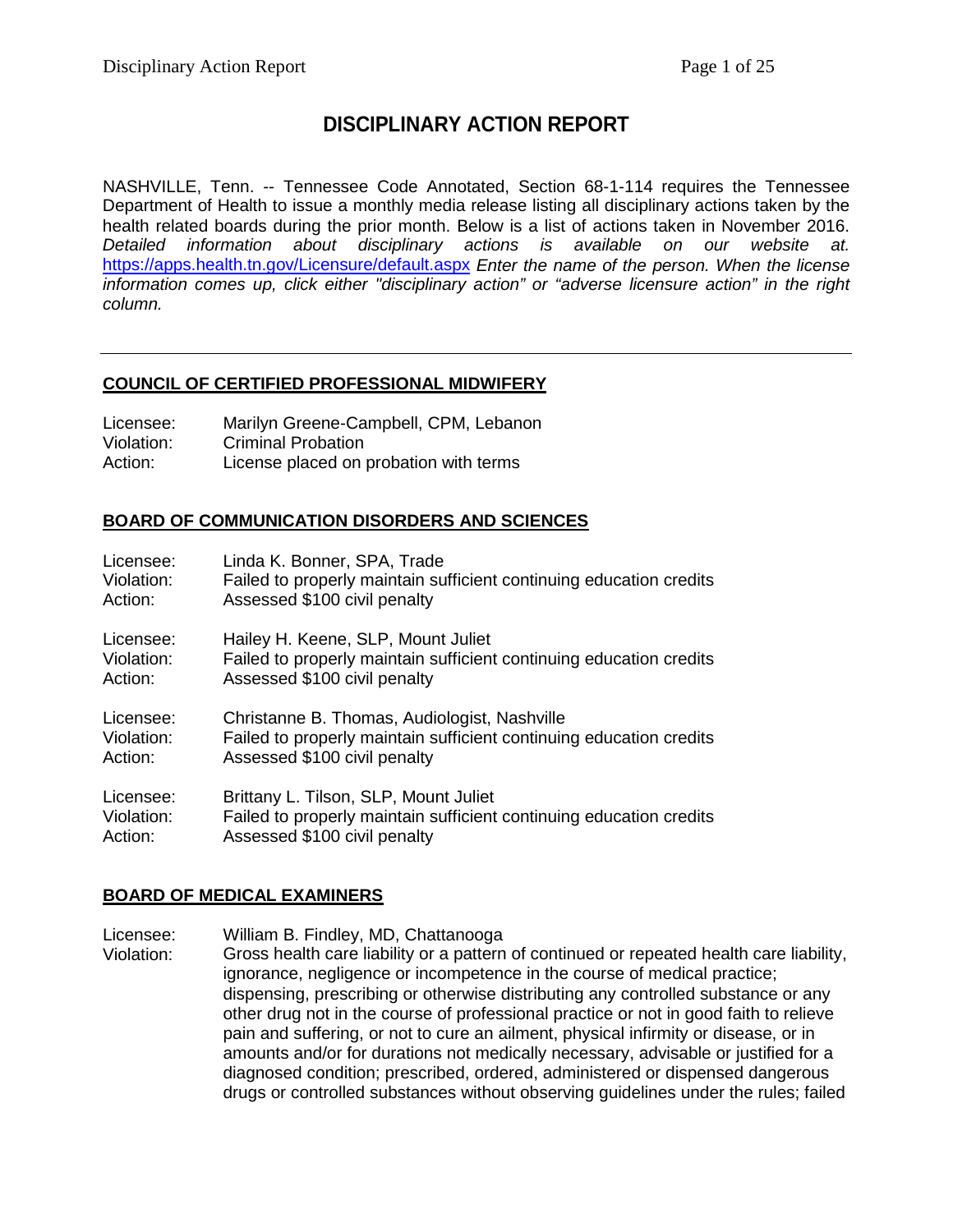# DISCIPLINARY ACTION REPORT

NASHVILLE, Tenn. -- Tennessee Code Annotated, Section 68-1-114 requires the Tennessee Department of Health to issue a monthly media release listing all disciplinary actions taken by the health related boards during the prior month. Below is a list of actions taken in November 2016. *Detailed information about disciplinary actions is available on our website at.* https://apps.health.tn.gov/Licensure/default.aspx *Enter the name of the person. When the license information comes up, click either "disciplinary action" or "adverse licensure action" in the right column.*

---

## COUNCIL OF CERTIFIED PROFESSIONAL MIDWIFERY

Licensee: Marilyn Greene-Campbell, CPM, Lebanon
Violation: Criminal Probation
Action: License placed on probation with terms

## BOARD OF COMMUNICATION DISORDERS AND SCIENCES

Licensee: Linda K. Bonner, SPA, Trade
Violation: Failed to properly maintain sufficient continuing education credits
Action: Assessed $100 civil penalty

Licensee: Hailey H. Keene, SLP, Mount Juliet
Violation: Failed to properly maintain sufficient continuing education credits
Action: Assessed $100 civil penalty

Licensee: Christanne B. Thomas, Audiologist, Nashville
Violation: Failed to properly maintain sufficient continuing education credits
Action: Assessed $100 civil penalty

Licensee: Brittany L. Tilson, SLP, Mount Juliet
Violation: Failed to properly maintain sufficient continuing education credits
Action: Assessed $100 civil penalty

## BOARD OF MEDICAL EXAMINERS

Licensee: William B. Findley, MD, Chattanooga
Violation: Gross health care liability or a pattern of continued or repeated health care liability, ignorance, negligence or incompetence in the course of medical practice; dispensing, prescribing or otherwise distributing any controlled substance or any other drug not in the course of professional practice or not in good faith to relieve pain and suffering, or not to cure an ailment, physical infirmity or disease, or in amounts and/or for durations not medically necessary, advisable or justified for a diagnosed condition; prescribed, ordered, administered or dispensed dangerous drugs or controlled substances without observing guidelines under the rules; failed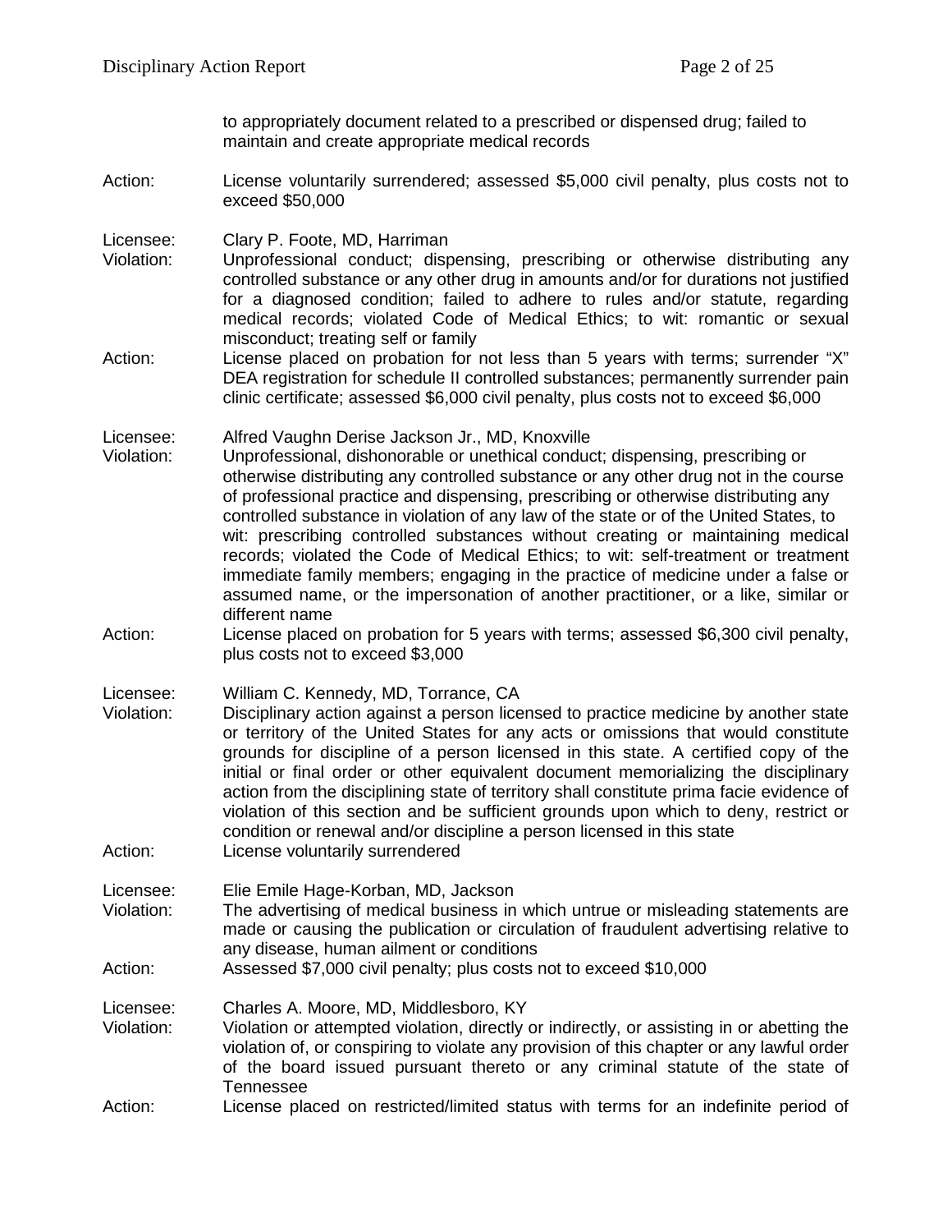to appropriately document related to a prescribed or dispensed drug; failed to maintain and create appropriate medical records

Action: License voluntarily surrendered; assessed $5,000 civil penalty, plus costs not to exceed $50,000

Licensee: Clary P. Foote, MD, Harriman
Violation: Unprofessional conduct; dispensing, prescribing or otherwise distributing any controlled substance or any other drug in amounts and/or for durations not justified for a diagnosed condition; failed to adhere to rules and/or statute, regarding medical records; violated Code of Medical Ethics; to wit: romantic or sexual misconduct; treating self or family
Action: License placed on probation for not less than 5 years with terms; surrender "X" DEA registration for schedule II controlled substances; permanently surrender pain clinic certificate; assessed $6,000 civil penalty, plus costs not to exceed $6,000

Licensee: Alfred Vaughn Derise Jackson Jr., MD, Knoxville
Violation: Unprofessional, dishonorable or unethical conduct; dispensing, prescribing or otherwise distributing any controlled substance or any other drug not in the course of professional practice and dispensing, prescribing or otherwise distributing any controlled substance in violation of any law of the state or of the United States, to wit: prescribing controlled substances without creating or maintaining medical records; violated the Code of Medical Ethics; to wit: self-treatment or treatment immediate family members; engaging in the practice of medicine under a false or assumed name, or the impersonation of another practitioner, or a like, similar or different name
Action: License placed on probation for 5 years with terms; assessed $6,300 civil penalty, plus costs not to exceed $3,000

Licensee: William C. Kennedy, MD, Torrance, CA
Violation: Disciplinary action against a person licensed to practice medicine by another state or territory of the United States for any acts or omissions that would constitute grounds for discipline of a person licensed in this state. A certified copy of the initial or final order or other equivalent document memorializing the disciplinary action from the disciplining state of territory shall constitute prima facie evidence of violation of this section and be sufficient grounds upon which to deny, restrict or condition or renewal and/or discipline a person licensed in this state
Action: License voluntarily surrendered

Licensee: Elie Emile Hage-Korban, MD, Jackson
Violation: The advertising of medical business in which untrue or misleading statements are made or causing the publication or circulation of fraudulent advertising relative to any disease, human ailment or conditions
Action: Assessed $7,000 civil penalty; plus costs not to exceed $10,000

Licensee: Charles A. Moore, MD, Middlesboro, KY
Violation: Violation or attempted violation, directly or indirectly, or assisting in or abetting the violation of, or conspiring to violate any provision of this chapter or any lawful order of the board issued pursuant thereto or any criminal statute of the state of Tennessee
Action: License placed on restricted/limited status with terms for an indefinite period of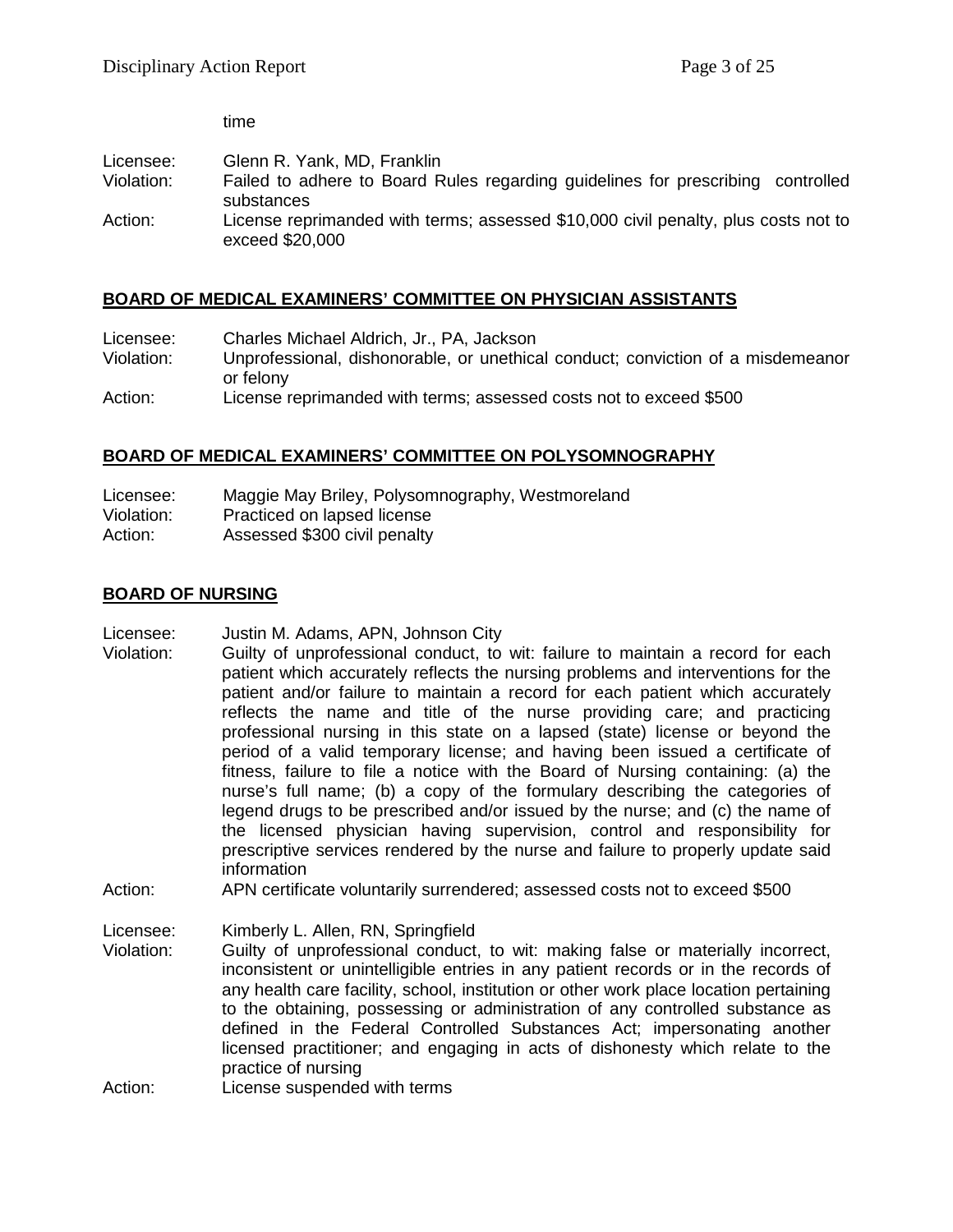time

Licensee: Glenn R. Yank, MD, Franklin
Violation: Failed to adhere to Board Rules regarding guidelines for prescribing controlled substances
Action: License reprimanded with terms; assessed $10,000 civil penalty, plus costs not to exceed $20,000

## BOARD OF MEDICAL EXAMINERS' COMMITTEE ON PHYSICIAN ASSISTANTS

Licensee: Charles Michael Aldrich, Jr., PA, Jackson
Violation: Unprofessional, dishonorable, or unethical conduct; conviction of a misdemeanor or felony
Action: License reprimanded with terms; assessed costs not to exceed $500

## BOARD OF MEDICAL EXAMINERS' COMMITTEE ON POLYSOMNOGRAPHY

Licensee: Maggie May Briley, Polysomnography, Westmoreland
Violation: Practiced on lapsed license
Action: Assessed $300 civil penalty

## BOARD OF NURSING

Licensee: Justin M. Adams, APN, Johnson City
Violation: Guilty of unprofessional conduct, to wit: failure to maintain a record for each patient which accurately reflects the nursing problems and interventions for the patient and/or failure to maintain a record for each patient which accurately reflects the name and title of the nurse providing care; and practicing professional nursing in this state on a lapsed (state) license or beyond the period of a valid temporary license; and having been issued a certificate of fitness, failure to file a notice with the Board of Nursing containing: (a) the nurse's full name; (b) a copy of the formulary describing the categories of legend drugs to be prescribed and/or issued by the nurse; and (c) the name of the licensed physician having supervision, control and responsibility for prescriptive services rendered by the nurse and failure to properly update said information
Action: APN certificate voluntarily surrendered; assessed costs not to exceed $500

Licensee: Kimberly L. Allen, RN, Springfield
Violation: Guilty of unprofessional conduct, to wit: making false or materially incorrect, inconsistent or unintelligible entries in any patient records or in the records of any health care facility, school, institution or other work place location pertaining to the obtaining, possessing or administration of any controlled substance as defined in the Federal Controlled Substances Act; impersonating another licensed practitioner; and engaging in acts of dishonesty which relate to the practice of nursing
Action: License suspended with terms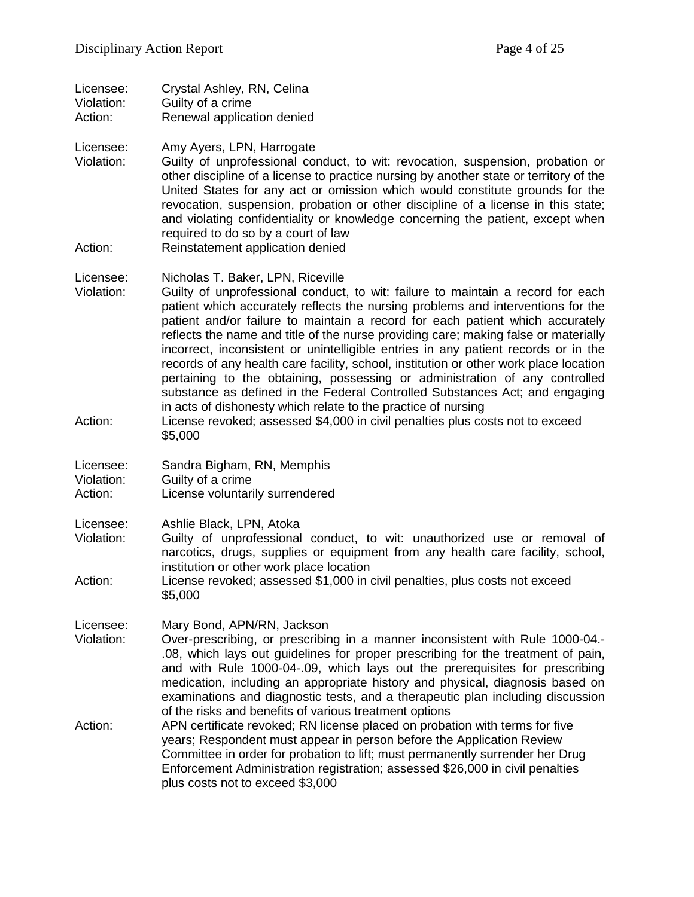Licensee: Crystal Ashley, RN, Celina
Violation: Guilty of a crime
Action: Renewal application denied

Licensee: Amy Ayers, LPN, Harrogate
Violation: Guilty of unprofessional conduct, to wit: revocation, suspension, probation or other discipline of a license to practice nursing by another state or territory of the United States for any act or omission which would constitute grounds for the revocation, suspension, probation or other discipline of a license in this state; and violating confidentiality or knowledge concerning the patient, except when required to do so by a court of law
Action: Reinstatement application denied

Licensee: Nicholas T. Baker, LPN, Riceville
Violation: Guilty of unprofessional conduct, to wit: failure to maintain a record for each patient which accurately reflects the nursing problems and interventions for the patient and/or failure to maintain a record for each patient which accurately reflects the name and title of the nurse providing care; making false or materially incorrect, inconsistent or unintelligible entries in any patient records or in the records of any health care facility, school, institution or other work place location pertaining to the obtaining, possessing or administration of any controlled substance as defined in the Federal Controlled Substances Act; and engaging in acts of dishonesty which relate to the practice of nursing
Action: License revoked; assessed $4,000 in civil penalties plus costs not to exceed $5,000

Licensee: Sandra Bigham, RN, Memphis
Violation: Guilty of a crime
Action: License voluntarily surrendered

Licensee: Ashlie Black, LPN, Atoka
Violation: Guilty of unprofessional conduct, to wit: unauthorized use or removal of narcotics, drugs, supplies or equipment from any health care facility, school, institution or other work place location
Action: License revoked; assessed $1,000 in civil penalties, plus costs not exceed $5,000

Licensee: Mary Bond, APN/RN, Jackson
Violation: Over-prescribing, or prescribing in a manner inconsistent with Rule 1000-04.-.08, which lays out guidelines for proper prescribing for the treatment of pain, and with Rule 1000-04-.09, which lays out the prerequisites for prescribing medication, including an appropriate history and physical, diagnosis based on examinations and diagnostic tests, and a therapeutic plan including discussion of the risks and benefits of various treatment options
Action: APN certificate revoked; RN license placed on probation with terms for five years; Respondent must appear in person before the Application Review Committee in order for probation to lift; must permanently surrender her Drug Enforcement Administration registration; assessed $26,000 in civil penalties plus costs not to exceed $3,000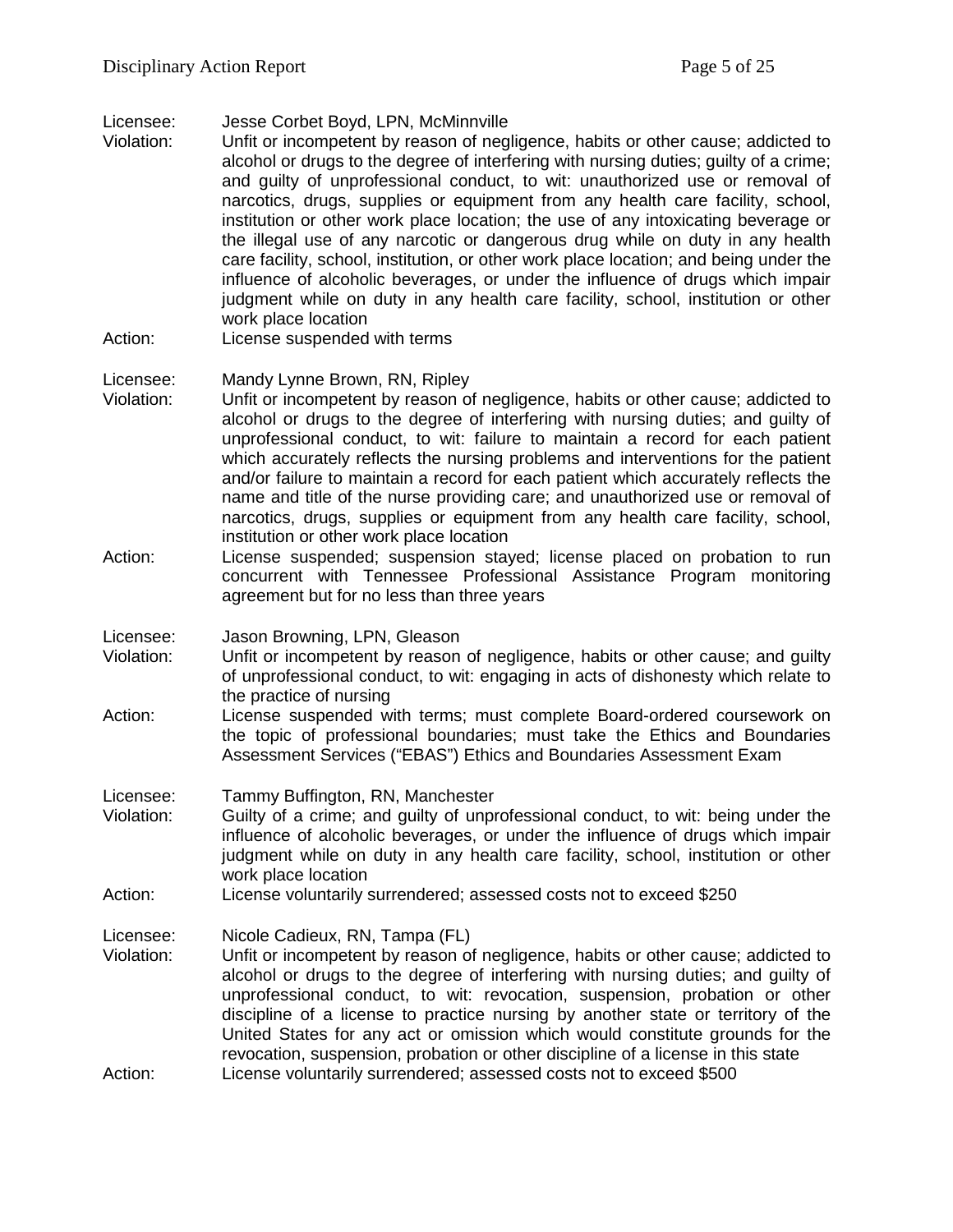Licensee: Jesse Corbet Boyd, LPN, McMinnville
Violation: Unfit or incompetent by reason of negligence, habits or other cause; addicted to alcohol or drugs to the degree of interfering with nursing duties; guilty of a crime; and guilty of unprofessional conduct, to wit: unauthorized use or removal of narcotics, drugs, supplies or equipment from any health care facility, school, institution or other work place location; the use of any intoxicating beverage or the illegal use of any narcotic or dangerous drug while on duty in any health care facility, school, institution, or other work place location; and being under the influence of alcoholic beverages, or under the influence of drugs which impair judgment while on duty in any health care facility, school, institution or other work place location
Action: License suspended with terms

Licensee: Mandy Lynne Brown, RN, Ripley
Violation: Unfit or incompetent by reason of negligence, habits or other cause; addicted to alcohol or drugs to the degree of interfering with nursing duties; and guilty of unprofessional conduct, to wit: failure to maintain a record for each patient which accurately reflects the nursing problems and interventions for the patient and/or failure to maintain a record for each patient which accurately reflects the name and title of the nurse providing care; and unauthorized use or removal of narcotics, drugs, supplies or equipment from any health care facility, school, institution or other work place location
Action: License suspended; suspension stayed; license placed on probation to run concurrent with Tennessee Professional Assistance Program monitoring agreement but for no less than three years

Licensee: Jason Browning, LPN, Gleason
Violation: Unfit or incompetent by reason of negligence, habits or other cause; and guilty of unprofessional conduct, to wit: engaging in acts of dishonesty which relate to the practice of nursing
Action: License suspended with terms; must complete Board-ordered coursework on the topic of professional boundaries; must take the Ethics and Boundaries Assessment Services ("EBAS") Ethics and Boundaries Assessment Exam

Licensee: Tammy Buffington, RN, Manchester
Violation: Guilty of a crime; and guilty of unprofessional conduct, to wit: being under the influence of alcoholic beverages, or under the influence of drugs which impair judgment while on duty in any health care facility, school, institution or other work place location
Action: License voluntarily surrendered; assessed costs not to exceed $250

Licensee: Nicole Cadieux, RN, Tampa (FL)
Violation: Unfit or incompetent by reason of negligence, habits or other cause; addicted to alcohol or drugs to the degree of interfering with nursing duties; and guilty of unprofessional conduct, to wit: revocation, suspension, probation or other discipline of a license to practice nursing by another state or territory of the United States for any act or omission which would constitute grounds for the revocation, suspension, probation or other discipline of a license in this state
Action: License voluntarily surrendered; assessed costs not to exceed $500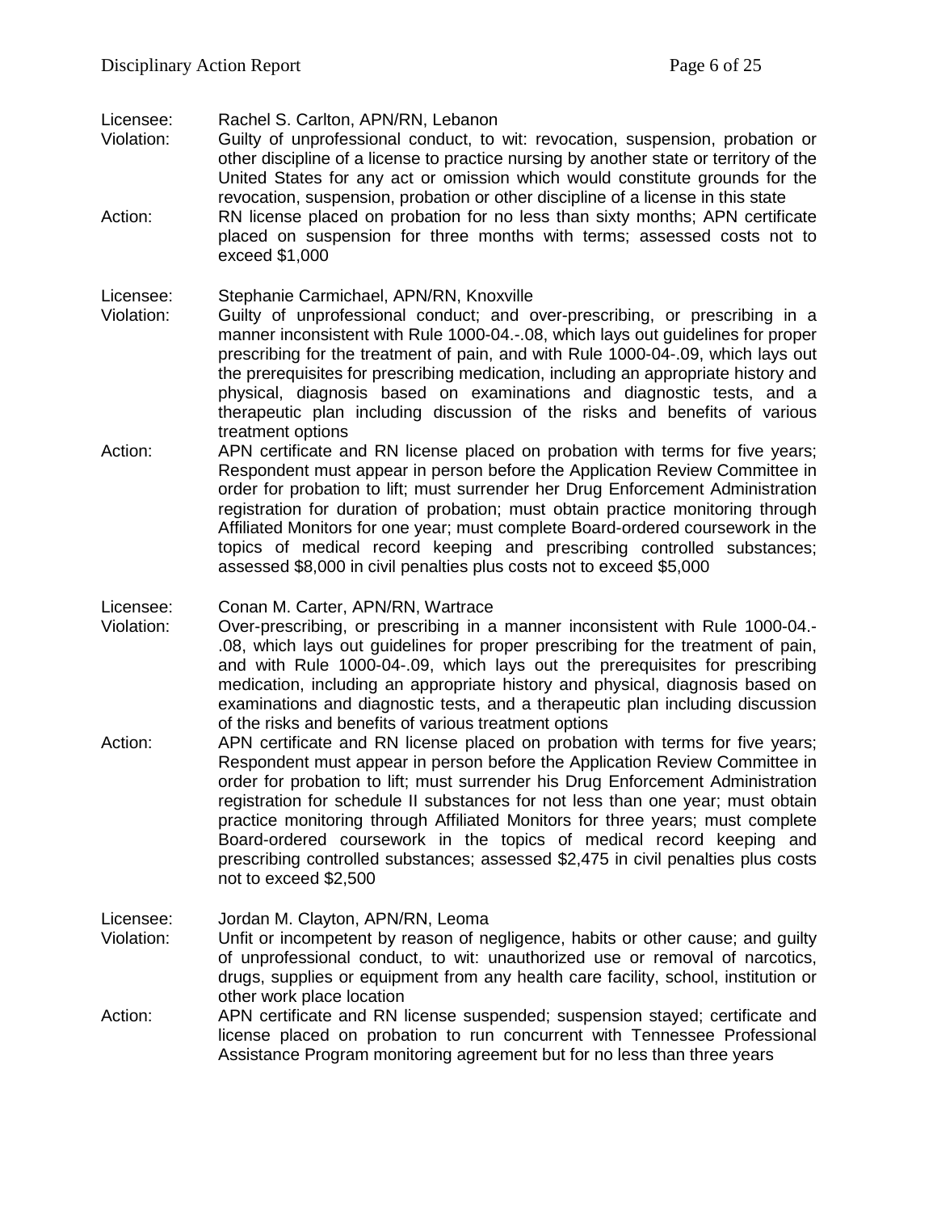Licensee: Rachel S. Carlton, APN/RN, Lebanon

Violation: Guilty of unprofessional conduct, to wit: revocation, suspension, probation or other discipline of a license to practice nursing by another state or territory of the United States for any act or omission which would constitute grounds for the revocation, suspension, probation or other discipline of a license in this state

Action: RN license placed on probation for no less than sixty months; APN certificate placed on suspension for three months with terms; assessed costs not to exceed $1,000

Licensee: Stephanie Carmichael, APN/RN, Knoxville

Violation: Guilty of unprofessional conduct; and over-prescribing, or prescribing in a manner inconsistent with Rule 1000-04.-.08, which lays out guidelines for proper prescribing for the treatment of pain, and with Rule 1000-04-.09, which lays out the prerequisites for prescribing medication, including an appropriate history and physical, diagnosis based on examinations and diagnostic tests, and a therapeutic plan including discussion of the risks and benefits of various treatment options

Action: APN certificate and RN license placed on probation with terms for five years; Respondent must appear in person before the Application Review Committee in order for probation to lift; must surrender her Drug Enforcement Administration registration for duration of probation; must obtain practice monitoring through Affiliated Monitors for one year; must complete Board-ordered coursework in the topics of medical record keeping and prescribing controlled substances; assessed $8,000 in civil penalties plus costs not to exceed $5,000

Licensee: Conan M. Carter, APN/RN, Wartrace

Violation: Over-prescribing, or prescribing in a manner inconsistent with Rule 1000-04.-.08, which lays out guidelines for proper prescribing for the treatment of pain, and with Rule 1000-04-.09, which lays out the prerequisites for prescribing medication, including an appropriate history and physical, diagnosis based on examinations and diagnostic tests, and a therapeutic plan including discussion of the risks and benefits of various treatment options

Action: APN certificate and RN license placed on probation with terms for five years; Respondent must appear in person before the Application Review Committee in order for probation to lift; must surrender his Drug Enforcement Administration registration for schedule II substances for not less than one year; must obtain practice monitoring through Affiliated Monitors for three years; must complete Board-ordered coursework in the topics of medical record keeping and prescribing controlled substances; assessed $2,475 in civil penalties plus costs not to exceed $2,500

Licensee: Jordan M. Clayton, APN/RN, Leoma

Violation: Unfit or incompetent by reason of negligence, habits or other cause; and guilty of unprofessional conduct, to wit: unauthorized use or removal of narcotics, drugs, supplies or equipment from any health care facility, school, institution or other work place location

Action: APN certificate and RN license suspended; suspension stayed; certificate and license placed on probation to run concurrent with Tennessee Professional Assistance Program monitoring agreement but for no less than three years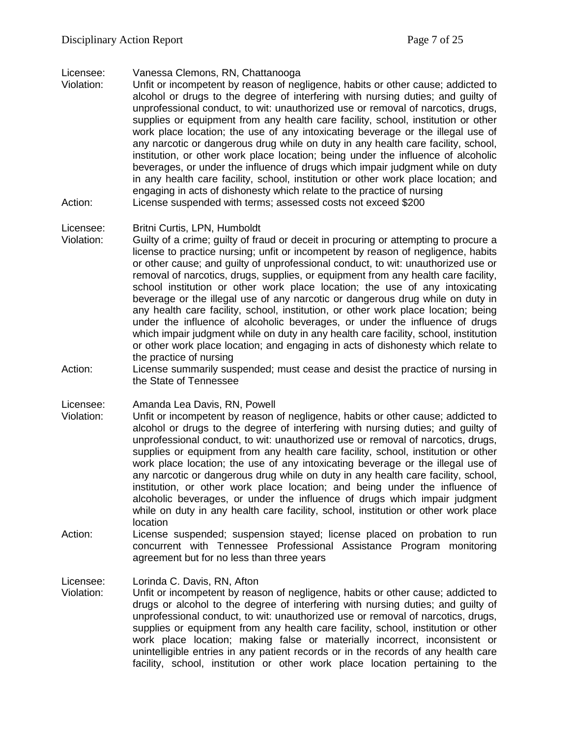Licensee: Vanessa Clemons, RN, Chattanooga

Violation: Unfit or incompetent by reason of negligence, habits or other cause; addicted to alcohol or drugs to the degree of interfering with nursing duties; and guilty of unprofessional conduct, to wit: unauthorized use or removal of narcotics, drugs, supplies or equipment from any health care facility, school, institution or other work place location; the use of any intoxicating beverage or the illegal use of any narcotic or dangerous drug while on duty in any health care facility, school, institution, or other work place location; being under the influence of alcoholic beverages, or under the influence of drugs which impair judgment while on duty in any health care facility, school, institution or other work place location; and engaging in acts of dishonesty which relate to the practice of nursing

Action: License suspended with terms; assessed costs not exceed $200

Licensee: Britni Curtis, LPN, Humboldt

Violation: Guilty of a crime; guilty of fraud or deceit in procuring or attempting to procure a license to practice nursing; unfit or incompetent by reason of negligence, habits or other cause; and guilty of unprofessional conduct, to wit: unauthorized use or removal of narcotics, drugs, supplies, or equipment from any health care facility, school institution or other work place location; the use of any intoxicating beverage or the illegal use of any narcotic or dangerous drug while on duty in any health care facility, school, institution, or other work place location; being under the influence of alcoholic beverages, or under the influence of drugs which impair judgment while on duty in any health care facility, school, institution or other work place location; and engaging in acts of dishonesty which relate to the practice of nursing

Action: License summarily suspended; must cease and desist the practice of nursing in the State of Tennessee

Licensee: Amanda Lea Davis, RN, Powell

Violation: Unfit or incompetent by reason of negligence, habits or other cause; addicted to alcohol or drugs to the degree of interfering with nursing duties; and guilty of unprofessional conduct, to wit: unauthorized use or removal of narcotics, drugs, supplies or equipment from any health care facility, school, institution or other work place location; the use of any intoxicating beverage or the illegal use of any narcotic or dangerous drug while on duty in any health care facility, school, institution, or other work place location; and being under the influence of alcoholic beverages, or under the influence of drugs which impair judgment while on duty in any health care facility, school, institution or other work place location

Action: License suspended; suspension stayed; license placed on probation to run concurrent with Tennessee Professional Assistance Program monitoring agreement but for no less than three years

Licensee: Lorinda C. Davis, RN, Afton

Violation: Unfit or incompetent by reason of negligence, habits or other cause; addicted to drugs or alcohol to the degree of interfering with nursing duties; and guilty of unprofessional conduct, to wit: unauthorized use or removal of narcotics, drugs, supplies or equipment from any health care facility, school, institution or other work place location; making false or materially incorrect, inconsistent or unintelligible entries in any patient records or in the records of any health care facility, school, institution or other work place location pertaining to the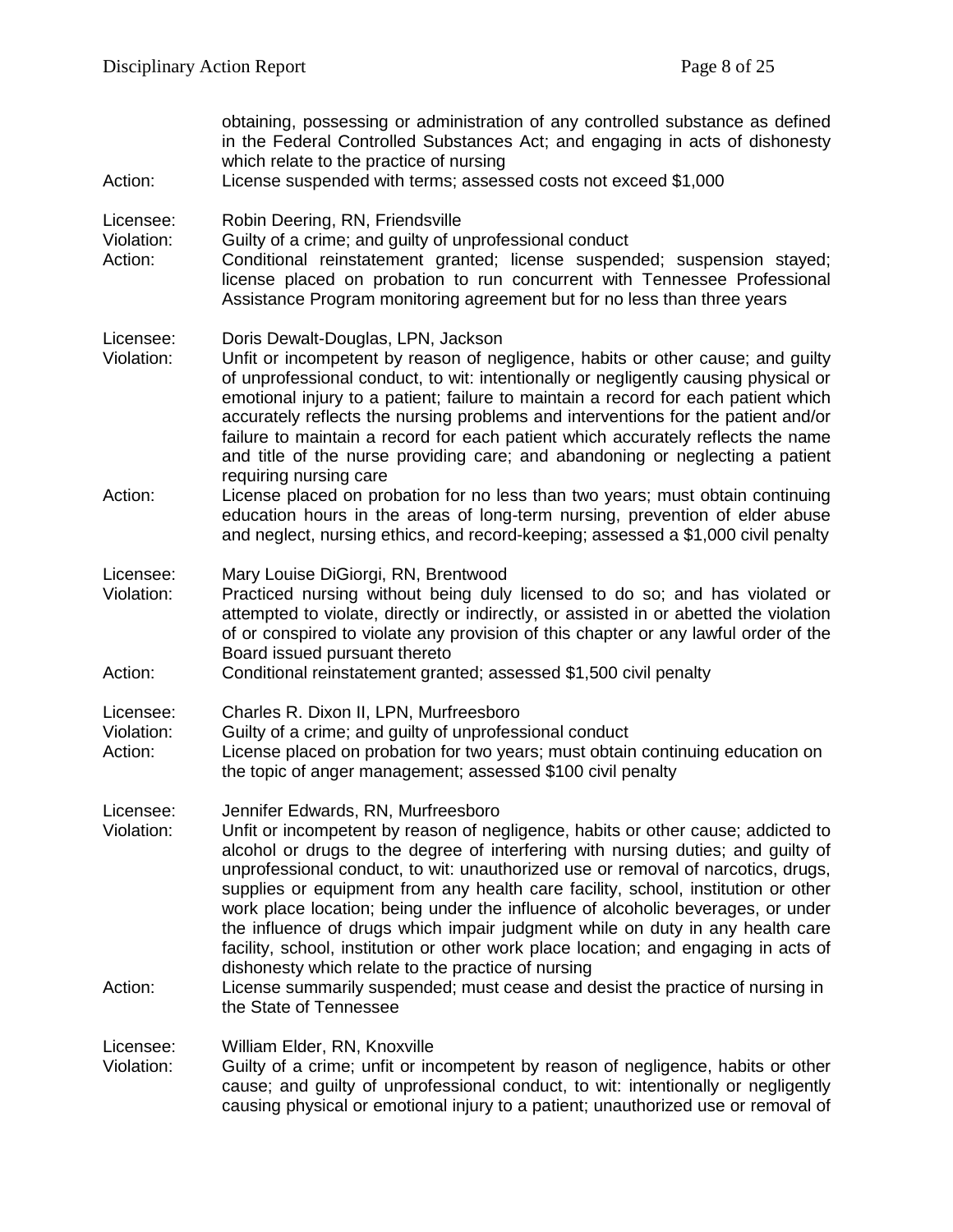obtaining, possessing or administration of any controlled substance as defined in the Federal Controlled Substances Act; and engaging in acts of dishonesty which relate to the practice of nursing

Action: License suspended with terms; assessed costs not exceed $1,000

Licensee: Robin Deering, RN, Friendsville
Violation: Guilty of a crime; and guilty of unprofessional conduct
Action: Conditional reinstatement granted; license suspended; suspension stayed; license placed on probation to run concurrent with Tennessee Professional Assistance Program monitoring agreement but for no less than three years

Licensee: Doris Dewalt-Douglas, LPN, Jackson
Violation: Unfit or incompetent by reason of negligence, habits or other cause; and guilty of unprofessional conduct, to wit: intentionally or negligently causing physical or emotional injury to a patient; failure to maintain a record for each patient which accurately reflects the nursing problems and interventions for the patient and/or failure to maintain a record for each patient which accurately reflects the name and title of the nurse providing care; and abandoning or neglecting a patient requiring nursing care
Action: License placed on probation for no less than two years; must obtain continuing education hours in the areas of long-term nursing, prevention of elder abuse and neglect, nursing ethics, and record-keeping; assessed a $1,000 civil penalty

Licensee: Mary Louise DiGiorgi, RN, Brentwood
Violation: Practiced nursing without being duly licensed to do so; and has violated or attempted to violate, directly or indirectly, or assisted in or abetted the violation of or conspired to violate any provision of this chapter or any lawful order of the Board issued pursuant thereto
Action: Conditional reinstatement granted; assessed $1,500 civil penalty

Licensee: Charles R. Dixon II, LPN, Murfreesboro
Violation: Guilty of a crime; and guilty of unprofessional conduct
Action: License placed on probation for two years; must obtain continuing education on the topic of anger management; assessed $100 civil penalty

Licensee: Jennifer Edwards, RN, Murfreesboro
Violation: Unfit or incompetent by reason of negligence, habits or other cause; addicted to alcohol or drugs to the degree of interfering with nursing duties; and guilty of unprofessional conduct, to wit: unauthorized use or removal of narcotics, drugs, supplies or equipment from any health care facility, school, institution or other work place location; being under the influence of alcoholic beverages, or under the influence of drugs which impair judgment while on duty in any health care facility, school, institution or other work place location; and engaging in acts of dishonesty which relate to the practice of nursing
Action: License summarily suspended; must cease and desist the practice of nursing in the State of Tennessee

Licensee: William Elder, RN, Knoxville
Violation: Guilty of a crime; unfit or incompetent by reason of negligence, habits or other cause; and guilty of unprofessional conduct, to wit: intentionally or negligently causing physical or emotional injury to a patient; unauthorized use or removal of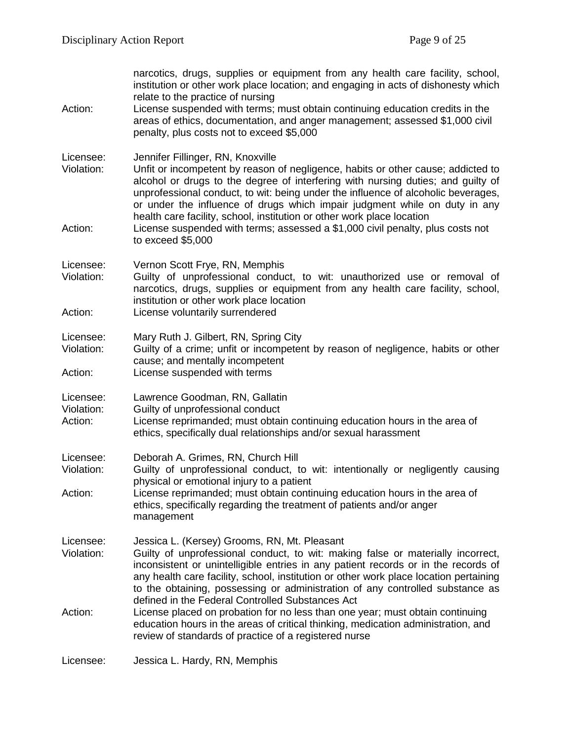narcotics, drugs, supplies or equipment from any health care facility, school, institution or other work place location; and engaging in acts of dishonesty which relate to the practice of nursing

Action: License suspended with terms; must obtain continuing education credits in the areas of ethics, documentation, and anger management; assessed $1,000 civil penalty, plus costs not to exceed $5,000

Licensee: Jennifer Fillinger, RN, Knoxville

Violation: Unfit or incompetent by reason of negligence, habits or other cause; addicted to alcohol or drugs to the degree of interfering with nursing duties; and guilty of unprofessional conduct, to wit: being under the influence of alcoholic beverages, or under the influence of drugs which impair judgment while on duty in any health care facility, school, institution or other work place location

Action: License suspended with terms; assessed a $1,000 civil penalty, plus costs not to exceed $5,000

Licensee: Vernon Scott Frye, RN, Memphis

Violation: Guilty of unprofessional conduct, to wit: unauthorized use or removal of narcotics, drugs, supplies or equipment from any health care facility, school, institution or other work place location

Action: License voluntarily surrendered

Licensee: Mary Ruth J. Gilbert, RN, Spring City

Violation: Guilty of a crime; unfit or incompetent by reason of negligence, habits or other cause; and mentally incompetent

Action: License suspended with terms

Licensee: Lawrence Goodman, RN, Gallatin

Violation: Guilty of unprofessional conduct

Action: License reprimanded; must obtain continuing education hours in the area of ethics, specifically dual relationships and/or sexual harassment

Licensee: Deborah A. Grimes, RN, Church Hill

Violation: Guilty of unprofessional conduct, to wit: intentionally or negligently causing physical or emotional injury to a patient

Action: License reprimanded; must obtain continuing education hours in the area of ethics, specifically regarding the treatment of patients and/or anger management

Licensee: Jessica L. (Kersey) Grooms, RN, Mt. Pleasant

Violation: Guilty of unprofessional conduct, to wit: making false or materially incorrect, inconsistent or unintelligible entries in any patient records or in the records of any health care facility, school, institution or other work place location pertaining to the obtaining, possessing or administration of any controlled substance as defined in the Federal Controlled Substances Act

Action: License placed on probation for no less than one year; must obtain continuing education hours in the areas of critical thinking, medication administration, and review of standards of practice of a registered nurse

Licensee: Jessica L. Hardy, RN, Memphis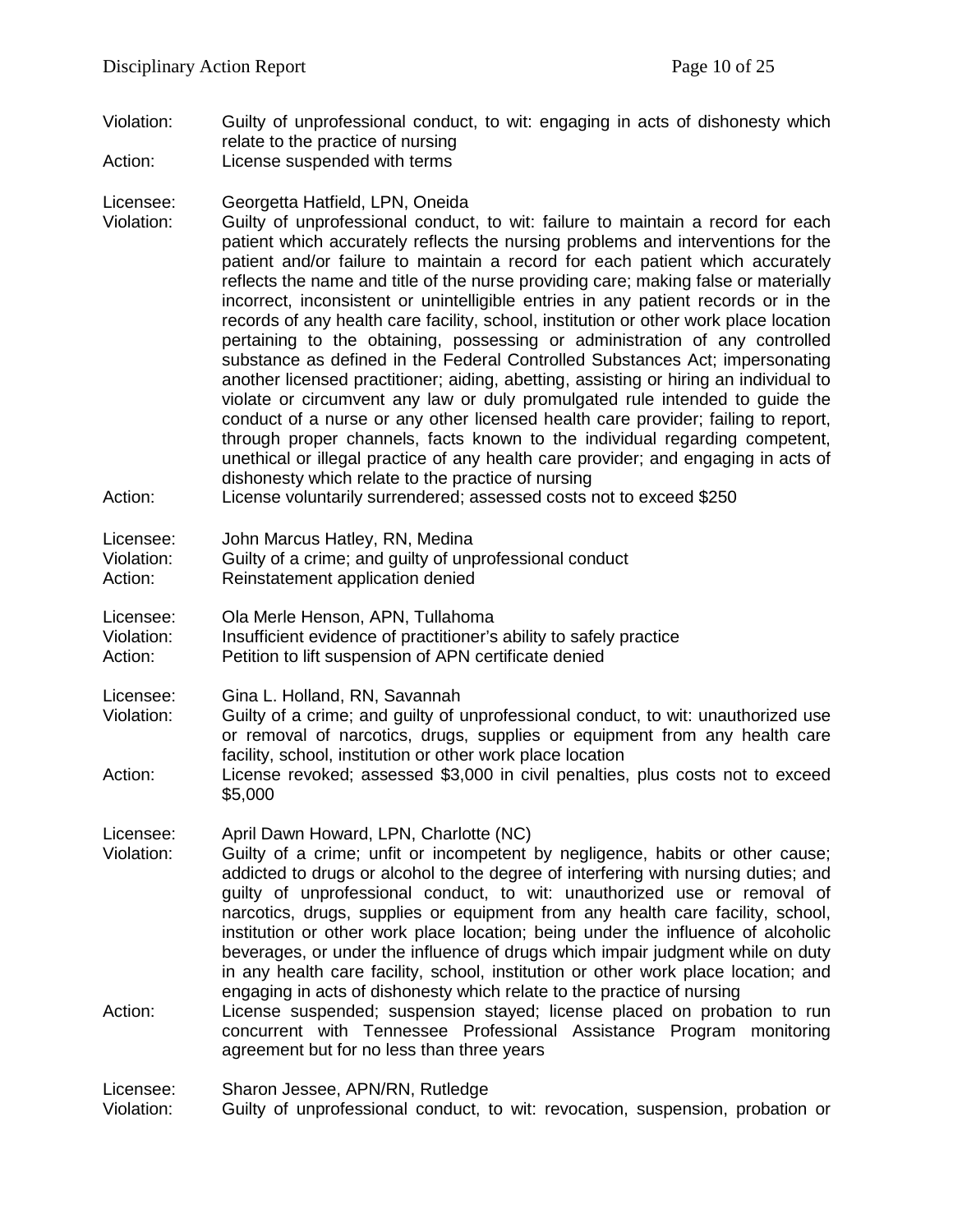Violation: Guilty of unprofessional conduct, to wit: engaging in acts of dishonesty which relate to the practice of nursing
Action: License suspended with terms

Licensee: Georgetta Hatfield, LPN, Oneida
Violation: Guilty of unprofessional conduct, to wit: failure to maintain a record for each patient which accurately reflects the nursing problems and interventions for the patient and/or failure to maintain a record for each patient which accurately reflects the name and title of the nurse providing care; making false or materially incorrect, inconsistent or unintelligible entries in any patient records or in the records of any health care facility, school, institution or other work place location pertaining to the obtaining, possessing or administration of any controlled substance as defined in the Federal Controlled Substances Act; impersonating another licensed practitioner; aiding, abetting, assisting or hiring an individual to violate or circumvent any law or duly promulgated rule intended to guide the conduct of a nurse or any other licensed health care provider; failing to report, through proper channels, facts known to the individual regarding competent, unethical or illegal practice of any health care provider; and engaging in acts of dishonesty which relate to the practice of nursing
Action: License voluntarily surrendered; assessed costs not to exceed $250

Licensee: John Marcus Hatley, RN, Medina
Violation: Guilty of a crime; and guilty of unprofessional conduct
Action: Reinstatement application denied

Licensee: Ola Merle Henson, APN, Tullahoma
Violation: Insufficient evidence of practitioner's ability to safely practice
Action: Petition to lift suspension of APN certificate denied

Licensee: Gina L. Holland, RN, Savannah
Violation: Guilty of a crime; and guilty of unprofessional conduct, to wit: unauthorized use or removal of narcotics, drugs, supplies or equipment from any health care facility, school, institution or other work place location
Action: License revoked; assessed $3,000 in civil penalties, plus costs not to exceed $5,000

Licensee: April Dawn Howard, LPN, Charlotte (NC)
Violation: Guilty of a crime; unfit or incompetent by negligence, habits or other cause; addicted to drugs or alcohol to the degree of interfering with nursing duties; and guilty of unprofessional conduct, to wit: unauthorized use or removal of narcotics, drugs, supplies or equipment from any health care facility, school, institution or other work place location; being under the influence of alcoholic beverages, or under the influence of drugs which impair judgment while on duty in any health care facility, school, institution or other work place location; and engaging in acts of dishonesty which relate to the practice of nursing
Action: License suspended; suspension stayed; license placed on probation to run concurrent with Tennessee Professional Assistance Program monitoring agreement but for no less than three years

Licensee: Sharon Jessee, APN/RN, Rutledge
Violation: Guilty of unprofessional conduct, to wit: revocation, suspension, probation or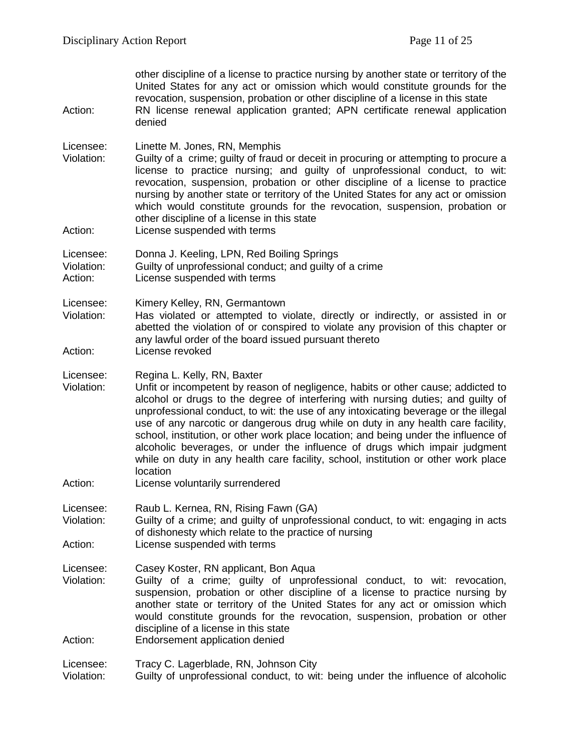other discipline of a license to practice nursing by another state or territory of the United States for any act or omission which would constitute grounds for the revocation, suspension, probation or other discipline of a license in this state

Action: RN license renewal application granted; APN certificate renewal application denied

Licensee: Linette M. Jones, RN, Memphis
Violation: Guilty of a crime; guilty of fraud or deceit in procuring or attempting to procure a license to practice nursing; and guilty of unprofessional conduct, to wit: revocation, suspension, probation or other discipline of a license to practice nursing by another state or territory of the United States for any act or omission which would constitute grounds for the revocation, suspension, probation or other discipline of a license in this state
Action: License suspended with terms

Licensee: Donna J. Keeling, LPN, Red Boiling Springs
Violation: Guilty of unprofessional conduct; and guilty of a crime
Action: License suspended with terms

Licensee: Kimery Kelley, RN, Germantown
Violation: Has violated or attempted to violate, directly or indirectly, or assisted in or abetted the violation of or conspired to violate any provision of this chapter or any lawful order of the board issued pursuant thereto
Action: License revoked

Licensee: Regina L. Kelly, RN, Baxter
Violation: Unfit or incompetent by reason of negligence, habits or other cause; addicted to alcohol or drugs to the degree of interfering with nursing duties; and guilty of unprofessional conduct, to wit: the use of any intoxicating beverage or the illegal use of any narcotic or dangerous drug while on duty in any health care facility, school, institution, or other work place location; and being under the influence of alcoholic beverages, or under the influence of drugs which impair judgment while on duty in any health care facility, school, institution or other work place location
Action: License voluntarily surrendered

Licensee: Raub L. Kernea, RN, Rising Fawn (GA)
Violation: Guilty of a crime; and guilty of unprofessional conduct, to wit: engaging in acts of dishonesty which relate to the practice of nursing
Action: License suspended with terms

Licensee: Casey Koster, RN applicant, Bon Aqua
Violation: Guilty of a crime; guilty of unprofessional conduct, to wit: revocation, suspension, probation or other discipline of a license to practice nursing by another state or territory of the United States for any act or omission which would constitute grounds for the revocation, suspension, probation or other discipline of a license in this state
Action: Endorsement application denied

Licensee: Tracy C. Lagerblade, RN, Johnson City
Violation: Guilty of unprofessional conduct, to wit: being under the influence of alcoholic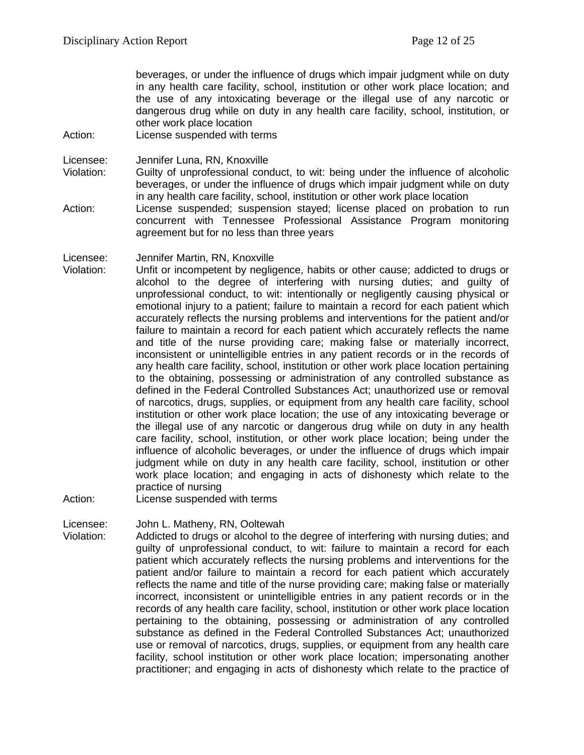beverages, or under the influence of drugs which impair judgment while on duty in any health care facility, school, institution or other work place location; and the use of any intoxicating beverage or the illegal use of any narcotic or dangerous drug while on duty in any health care facility, school, institution, or other work place location

Action: License suspended with terms

Licensee: Jennifer Luna, RN, Knoxville

Violation: Guilty of unprofessional conduct, to wit: being under the influence of alcoholic beverages, or under the influence of drugs which impair judgment while on duty in any health care facility, school, institution or other work place location

Action: License suspended; suspension stayed; license placed on probation to run concurrent with Tennessee Professional Assistance Program monitoring agreement but for no less than three years

Licensee: Jennifer Martin, RN, Knoxville

Violation: Unfit or incompetent by negligence, habits or other cause; addicted to drugs or alcohol to the degree of interfering with nursing duties; and guilty of unprofessional conduct, to wit: intentionally or negligently causing physical or emotional injury to a patient; failure to maintain a record for each patient which accurately reflects the nursing problems and interventions for the patient and/or failure to maintain a record for each patient which accurately reflects the name and title of the nurse providing care; making false or materially incorrect, inconsistent or unintelligible entries in any patient records or in the records of any health care facility, school, institution or other work place location pertaining to the obtaining, possessing or administration of any controlled substance as defined in the Federal Controlled Substances Act; unauthorized use or removal of narcotics, drugs, supplies, or equipment from any health care facility, school institution or other work place location; the use of any intoxicating beverage or the illegal use of any narcotic or dangerous drug while on duty in any health care facility, school, institution, or other work place location; being under the influence of alcoholic beverages, or under the influence of drugs which impair judgment while on duty in any health care facility, school, institution or other work place location; and engaging in acts of dishonesty which relate to the practice of nursing

Action: License suspended with terms

Licensee: John L. Matheny, RN, Ooltewah

Violation: Addicted to drugs or alcohol to the degree of interfering with nursing duties; and guilty of unprofessional conduct, to wit: failure to maintain a record for each patient which accurately reflects the nursing problems and interventions for the patient and/or failure to maintain a record for each patient which accurately reflects the name and title of the nurse providing care; making false or materially incorrect, inconsistent or unintelligible entries in any patient records or in the records of any health care facility, school, institution or other work place location pertaining to the obtaining, possessing or administration of any controlled substance as defined in the Federal Controlled Substances Act; unauthorized use or removal of narcotics, drugs, supplies, or equipment from any health care facility, school institution or other work place location; impersonating another practitioner; and engaging in acts of dishonesty which relate to the practice of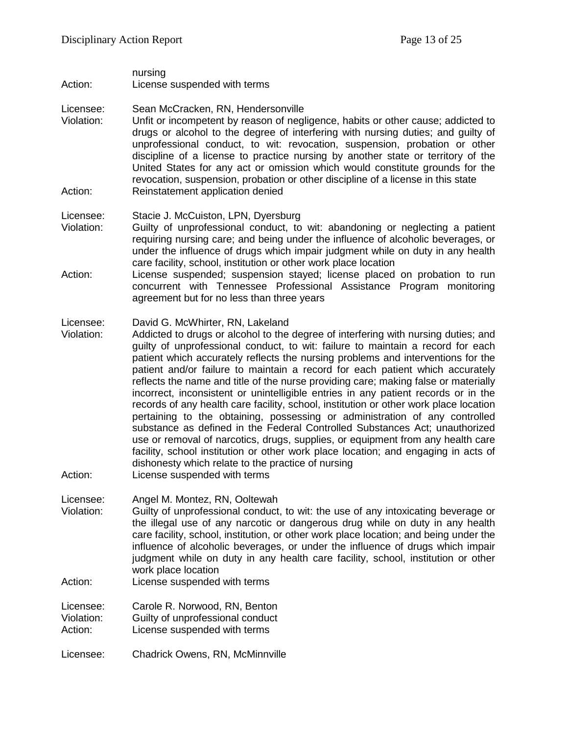nursing
Action: License suspended with terms

Licensee: Sean McCracken, RN, Hendersonville
Violation: Unfit or incompetent by reason of negligence, habits or other cause; addicted to drugs or alcohol to the degree of interfering with nursing duties; and guilty of unprofessional conduct, to wit: revocation, suspension, probation or other discipline of a license to practice nursing by another state or territory of the United States for any act or omission which would constitute grounds for the revocation, suspension, probation or other discipline of a license in this state
Action: Reinstatement application denied

Licensee: Stacie J. McCuiston, LPN, Dyersburg
Violation: Guilty of unprofessional conduct, to wit: abandoning or neglecting a patient requiring nursing care; and being under the influence of alcoholic beverages, or under the influence of drugs which impair judgment while on duty in any health care facility, school, institution or other work place location
Action: License suspended; suspension stayed; license placed on probation to run concurrent with Tennessee Professional Assistance Program monitoring agreement but for no less than three years

Licensee: David G. McWhirter, RN, Lakeland
Violation: Addicted to drugs or alcohol to the degree of interfering with nursing duties; and guilty of unprofessional conduct, to wit: failure to maintain a record for each patient which accurately reflects the nursing problems and interventions for the patient and/or failure to maintain a record for each patient which accurately reflects the name and title of the nurse providing care; making false or materially incorrect, inconsistent or unintelligible entries in any patient records or in the records of any health care facility, school, institution or other work place location pertaining to the obtaining, possessing or administration of any controlled substance as defined in the Federal Controlled Substances Act; unauthorized use or removal of narcotics, drugs, supplies, or equipment from any health care facility, school institution or other work place location; and engaging in acts of dishonesty which relate to the practice of nursing
Action: License suspended with terms

Licensee: Angel M. Montez, RN, Ooltewah
Violation: Guilty of unprofessional conduct, to wit: the use of any intoxicating beverage or the illegal use of any narcotic or dangerous drug while on duty in any health care facility, school, institution, or other work place location; and being under the influence of alcoholic beverages, or under the influence of drugs which impair judgment while on duty in any health care facility, school, institution or other work place location
Action: License suspended with terms

Licensee: Carole R. Norwood, RN, Benton
Violation: Guilty of unprofessional conduct
Action: License suspended with terms

Licensee: Chadrick Owens, RN, McMinnville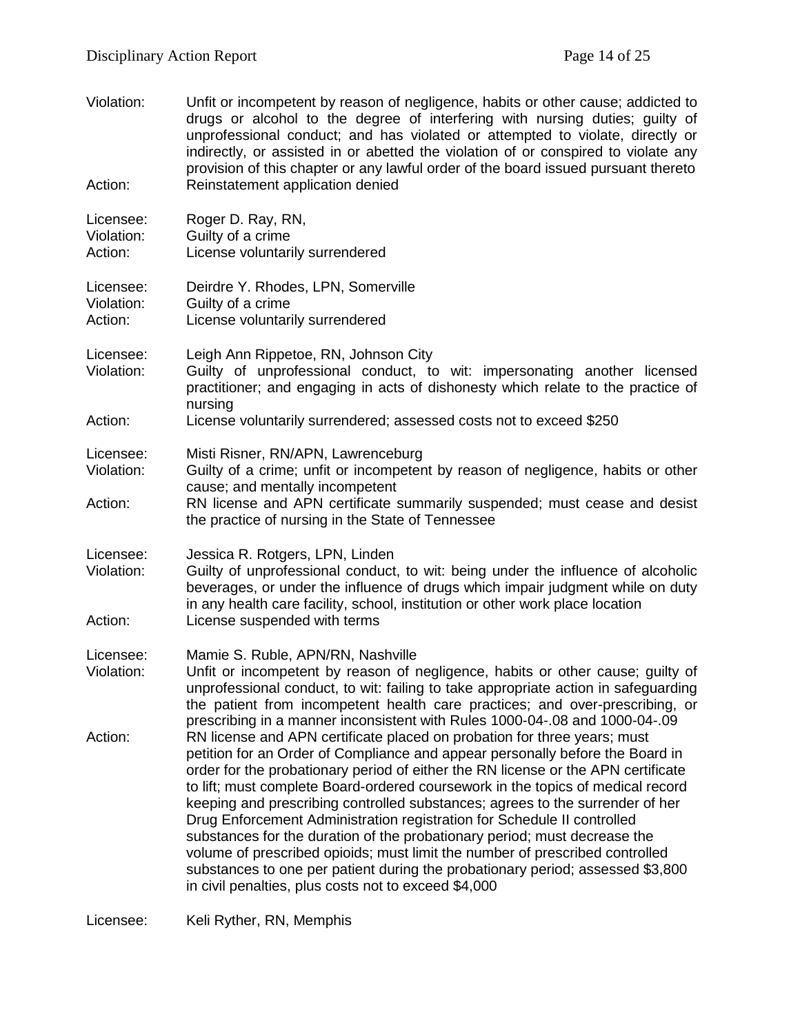Violation: Unfit or incompetent by reason of negligence, habits or other cause; addicted to drugs or alcohol to the degree of interfering with nursing duties; guilty of unprofessional conduct; and has violated or attempted to violate, directly or indirectly, or assisted in or abetted the violation of or conspired to violate any provision of this chapter or any lawful order of the board issued pursuant thereto
Action: Reinstatement application denied

Licensee: Roger D. Ray, RN,
Violation: Guilty of a crime
Action: License voluntarily surrendered

Licensee: Deirdre Y. Rhodes, LPN, Somerville
Violation: Guilty of a crime
Action: License voluntarily surrendered

Licensee: Leigh Ann Rippetoe, RN, Johnson City
Violation: Guilty of unprofessional conduct, to wit: impersonating another licensed practitioner; and engaging in acts of dishonesty which relate to the practice of nursing
Action: License voluntarily surrendered; assessed costs not to exceed $250

Licensee: Misti Risner, RN/APN, Lawrenceburg
Violation: Guilty of a crime; unfit or incompetent by reason of negligence, habits or other cause; and mentally incompetent
Action: RN license and APN certificate summarily suspended; must cease and desist the practice of nursing in the State of Tennessee

Licensee: Jessica R. Rotgers, LPN, Linden
Violation: Guilty of unprofessional conduct, to wit: being under the influence of alcoholic beverages, or under the influence of drugs which impair judgment while on duty in any health care facility, school, institution or other work place location
Action: License suspended with terms

Licensee: Mamie S. Ruble, APN/RN, Nashville
Violation: Unfit or incompetent by reason of negligence, habits or other cause; guilty of unprofessional conduct, to wit: failing to take appropriate action in safeguarding the patient from incompetent health care practices; and over-prescribing, or prescribing in a manner inconsistent with Rules 1000-04-.08 and 1000-04-.09
Action: RN license and APN certificate placed on probation for three years; must petition for an Order of Compliance and appear personally before the Board in order for the probationary period of either the RN license or the APN certificate to lift; must complete Board-ordered coursework in the topics of medical record keeping and prescribing controlled substances; agrees to the surrender of her Drug Enforcement Administration registration for Schedule II controlled substances for the duration of the probationary period; must decrease the volume of prescribed opioids; must limit the number of prescribed controlled substances to one per patient during the probationary period; assessed $3,800 in civil penalties, plus costs not to exceed $4,000

Licensee: Keli Ryther, RN, Memphis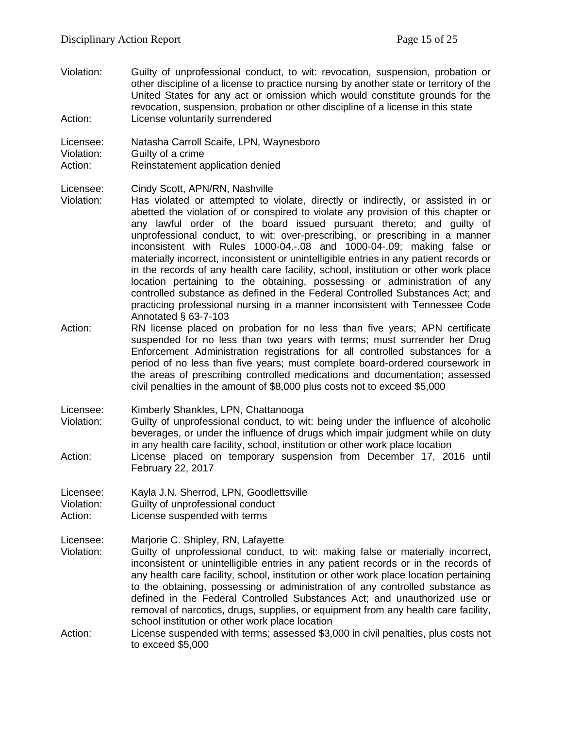Violation: Guilty of unprofessional conduct, to wit: revocation, suspension, probation or other discipline of a license to practice nursing by another state or territory of the United States for any act or omission which would constitute grounds for the revocation, suspension, probation or other discipline of a license in this state
Action: License voluntarily surrendered

Licensee: Natasha Carroll Scaife, LPN, Waynesboro
Violation: Guilty of a crime
Action: Reinstatement application denied

Licensee: Cindy Scott, APN/RN, Nashville
Violation: Has violated or attempted to violate, directly or indirectly, or assisted in or abetted the violation of or conspired to violate any provision of this chapter or any lawful order of the board issued pursuant thereto; and guilty of unprofessional conduct, to wit: over-prescribing, or prescribing in a manner inconsistent with Rules 1000-04.-.08 and 1000-04-.09; making false or materially incorrect, inconsistent or unintelligible entries in any patient records or in the records of any health care facility, school, institution or other work place location pertaining to the obtaining, possessing or administration of any controlled substance as defined in the Federal Controlled Substances Act; and practicing professional nursing in a manner inconsistent with Tennessee Code Annotated § 63-7-103
Action: RN license placed on probation for no less than five years; APN certificate suspended for no less than two years with terms; must surrender her Drug Enforcement Administration registrations for all controlled substances for a period of no less than five years; must complete board-ordered coursework in the areas of prescribing controlled medications and documentation; assessed civil penalties in the amount of $8,000 plus costs not to exceed $5,000

Licensee: Kimberly Shankles, LPN, Chattanooga
Violation: Guilty of unprofessional conduct, to wit: being under the influence of alcoholic beverages, or under the influence of drugs which impair judgment while on duty in any health care facility, school, institution or other work place location
Action: License placed on temporary suspension from December 17, 2016 until February 22, 2017

Licensee: Kayla J.N. Sherrod, LPN, Goodlettsville
Violation: Guilty of unprofessional conduct
Action: License suspended with terms

Licensee: Marjorie C. Shipley, RN, Lafayette
Violation: Guilty of unprofessional conduct, to wit: making false or materially incorrect, inconsistent or unintelligible entries in any patient records or in the records of any health care facility, school, institution or other work place location pertaining to the obtaining, possessing or administration of any controlled substance as defined in the Federal Controlled Substances Act; and unauthorized use or removal of narcotics, drugs, supplies, or equipment from any health care facility, school institution or other work place location
Action: License suspended with terms; assessed $3,000 in civil penalties, plus costs not to exceed $5,000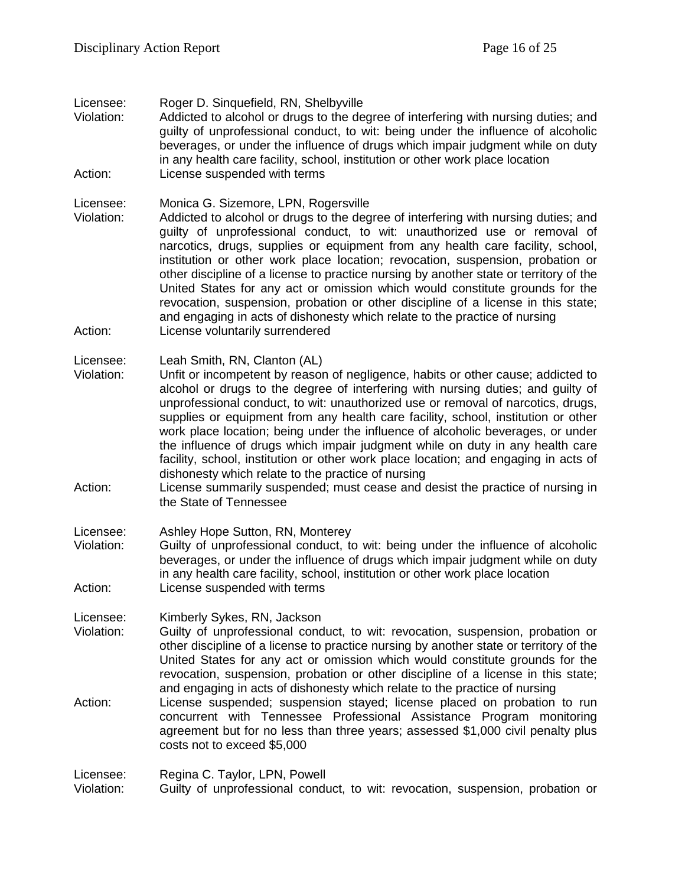Licensee: Roger D. Sinquefield, RN, Shelbyville
Violation: Addicted to alcohol or drugs to the degree of interfering with nursing duties; and guilty of unprofessional conduct, to wit: being under the influence of alcoholic beverages, or under the influence of drugs which impair judgment while on duty in any health care facility, school, institution or other work place location
Action: License suspended with terms

Licensee: Monica G. Sizemore, LPN, Rogersville
Violation: Addicted to alcohol or drugs to the degree of interfering with nursing duties; and guilty of unprofessional conduct, to wit: unauthorized use or removal of narcotics, drugs, supplies or equipment from any health care facility, school, institution or other work place location; revocation, suspension, probation or other discipline of a license to practice nursing by another state or territory of the United States for any act or omission which would constitute grounds for the revocation, suspension, probation or other discipline of a license in this state; and engaging in acts of dishonesty which relate to the practice of nursing
Action: License voluntarily surrendered

Licensee: Leah Smith, RN, Clanton (AL)
Violation: Unfit or incompetent by reason of negligence, habits or other cause; addicted to alcohol or drugs to the degree of interfering with nursing duties; and guilty of unprofessional conduct, to wit: unauthorized use or removal of narcotics, drugs, supplies or equipment from any health care facility, school, institution or other work place location; being under the influence of alcoholic beverages, or under the influence of drugs which impair judgment while on duty in any health care facility, school, institution or other work place location; and engaging in acts of dishonesty which relate to the practice of nursing
Action: License summarily suspended; must cease and desist the practice of nursing in the State of Tennessee

Licensee: Ashley Hope Sutton, RN, Monterey
Violation: Guilty of unprofessional conduct, to wit: being under the influence of alcoholic beverages, or under the influence of drugs which impair judgment while on duty in any health care facility, school, institution or other work place location
Action: License suspended with terms

Licensee: Kimberly Sykes, RN, Jackson
Violation: Guilty of unprofessional conduct, to wit: revocation, suspension, probation or other discipline of a license to practice nursing by another state or territory of the United States for any act or omission which would constitute grounds for the revocation, suspension, probation or other discipline of a license in this state; and engaging in acts of dishonesty which relate to the practice of nursing
Action: License suspended; suspension stayed; license placed on probation to run concurrent with Tennessee Professional Assistance Program monitoring agreement but for no less than three years; assessed $1,000 civil penalty plus costs not to exceed $5,000

Licensee: Regina C. Taylor, LPN, Powell
Violation: Guilty of unprofessional conduct, to wit: revocation, suspension, probation or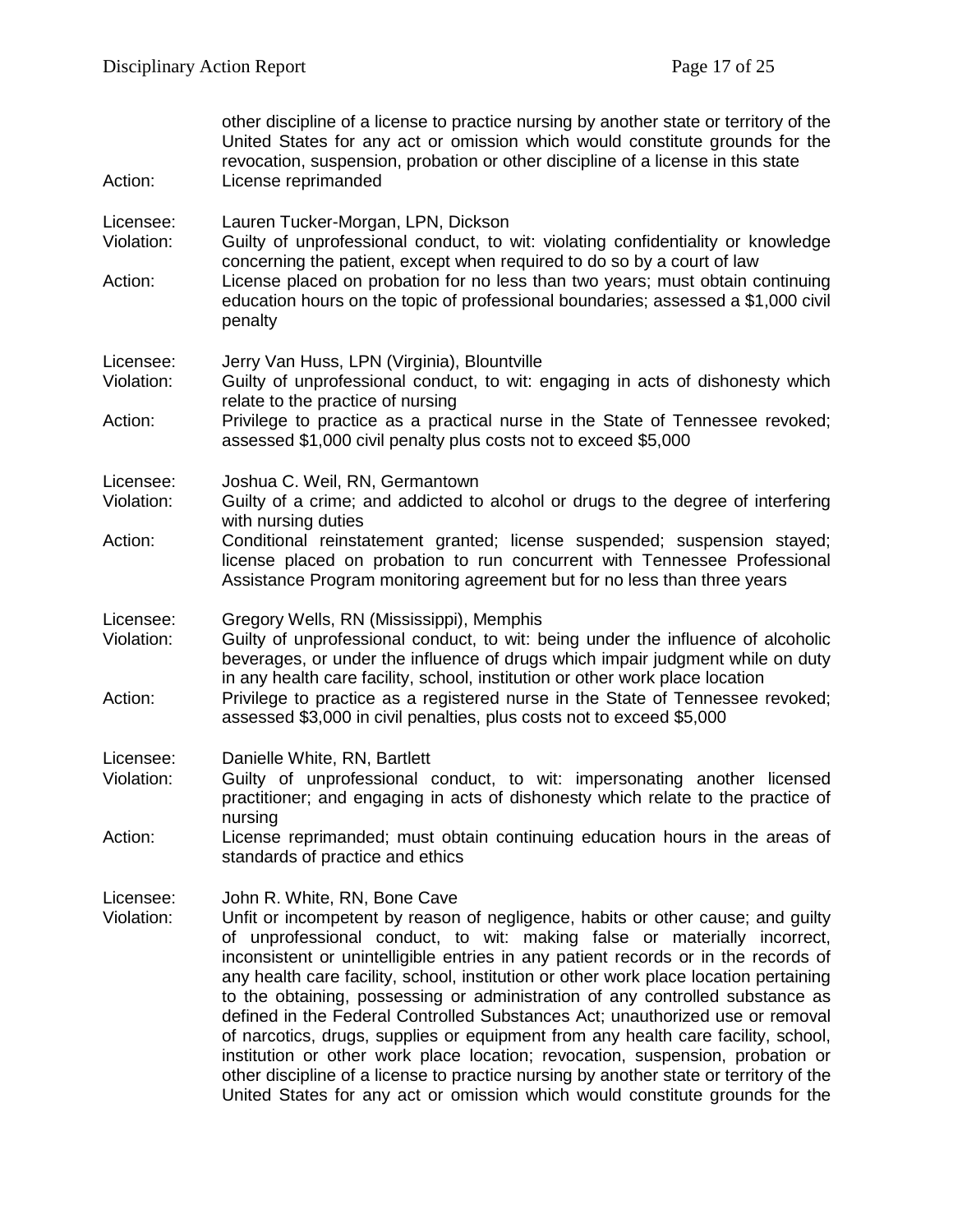other discipline of a license to practice nursing by another state or territory of the United States for any act or omission which would constitute grounds for the revocation, suspension, probation or other discipline of a license in this state

Action: License reprimanded

Licensee: Lauren Tucker-Morgan, LPN, Dickson
Violation: Guilty of unprofessional conduct, to wit: violating confidentiality or knowledge concerning the patient, except when required to do so by a court of law
Action: License placed on probation for no less than two years; must obtain continuing education hours on the topic of professional boundaries; assessed a $1,000 civil penalty

Licensee: Jerry Van Huss, LPN (Virginia), Blountville
Violation: Guilty of unprofessional conduct, to wit: engaging in acts of dishonesty which relate to the practice of nursing
Action: Privilege to practice as a practical nurse in the State of Tennessee revoked; assessed $1,000 civil penalty plus costs not to exceed $5,000

Licensee: Joshua C. Weil, RN, Germantown
Violation: Guilty of a crime; and addicted to alcohol or drugs to the degree of interfering with nursing duties
Action: Conditional reinstatement granted; license suspended; suspension stayed; license placed on probation to run concurrent with Tennessee Professional Assistance Program monitoring agreement but for no less than three years

Licensee: Gregory Wells, RN (Mississippi), Memphis
Violation: Guilty of unprofessional conduct, to wit: being under the influence of alcoholic beverages, or under the influence of drugs which impair judgment while on duty in any health care facility, school, institution or other work place location
Action: Privilege to practice as a registered nurse in the State of Tennessee revoked; assessed $3,000 in civil penalties, plus costs not to exceed $5,000

Licensee: Danielle White, RN, Bartlett
Violation: Guilty of unprofessional conduct, to wit: impersonating another licensed practitioner; and engaging in acts of dishonesty which relate to the practice of nursing
Action: License reprimanded; must obtain continuing education hours in the areas of standards of practice and ethics

Licensee: John R. White, RN, Bone Cave
Violation: Unfit or incompetent by reason of negligence, habits or other cause; and guilty of unprofessional conduct, to wit: making false or materially incorrect, inconsistent or unintelligible entries in any patient records or in the records of any health care facility, school, institution or other work place location pertaining to the obtaining, possessing or administration of any controlled substance as defined in the Federal Controlled Substances Act; unauthorized use or removal of narcotics, drugs, supplies or equipment from any health care facility, school, institution or other work place location; revocation, suspension, probation or other discipline of a license to practice nursing by another state or territory of the United States for any act or omission which would constitute grounds for the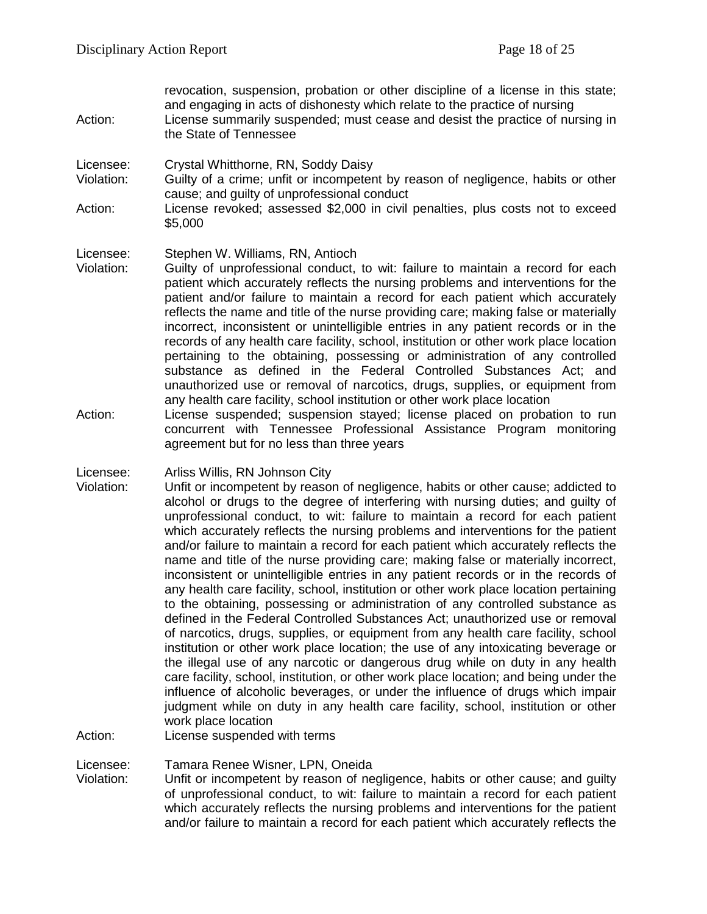revocation, suspension, probation or other discipline of a license in this state; and engaging in acts of dishonesty which relate to the practice of nursing

Action: License summarily suspended; must cease and desist the practice of nursing in the State of Tennessee

Licensee: Crystal Whitthorne, RN, Soddy Daisy

Violation: Guilty of a crime; unfit or incompetent by reason of negligence, habits or other cause; and guilty of unprofessional conduct

Action: License revoked; assessed $2,000 in civil penalties, plus costs not to exceed $5,000

Licensee: Stephen W. Williams, RN, Antioch

Violation: Guilty of unprofessional conduct, to wit: failure to maintain a record for each patient which accurately reflects the nursing problems and interventions for the patient and/or failure to maintain a record for each patient which accurately reflects the name and title of the nurse providing care; making false or materially incorrect, inconsistent or unintelligible entries in any patient records or in the records of any health care facility, school, institution or other work place location pertaining to the obtaining, possessing or administration of any controlled substance as defined in the Federal Controlled Substances Act; and unauthorized use or removal of narcotics, drugs, supplies, or equipment from any health care facility, school institution or other work place location

Action: License suspended; suspension stayed; license placed on probation to run concurrent with Tennessee Professional Assistance Program monitoring agreement but for no less than three years

Licensee: Arliss Willis, RN Johnson City

Violation: Unfit or incompetent by reason of negligence, habits or other cause; addicted to alcohol or drugs to the degree of interfering with nursing duties; and guilty of unprofessional conduct, to wit: failure to maintain a record for each patient which accurately reflects the nursing problems and interventions for the patient and/or failure to maintain a record for each patient which accurately reflects the name and title of the nurse providing care; making false or materially incorrect, inconsistent or unintelligible entries in any patient records or in the records of any health care facility, school, institution or other work place location pertaining to the obtaining, possessing or administration of any controlled substance as defined in the Federal Controlled Substances Act; unauthorized use or removal of narcotics, drugs, supplies, or equipment from any health care facility, school institution or other work place location; the use of any intoxicating beverage or the illegal use of any narcotic or dangerous drug while on duty in any health care facility, school, institution, or other work place location; and being under the influence of alcoholic beverages, or under the influence of drugs which impair judgment while on duty in any health care facility, school, institution or other work place location

Action: License suspended with terms

Licensee: Tamara Renee Wisner, LPN, Oneida

Violation: Unfit or incompetent by reason of negligence, habits or other cause; and guilty of unprofessional conduct, to wit: failure to maintain a record for each patient which accurately reflects the nursing problems and interventions for the patient and/or failure to maintain a record for each patient which accurately reflects the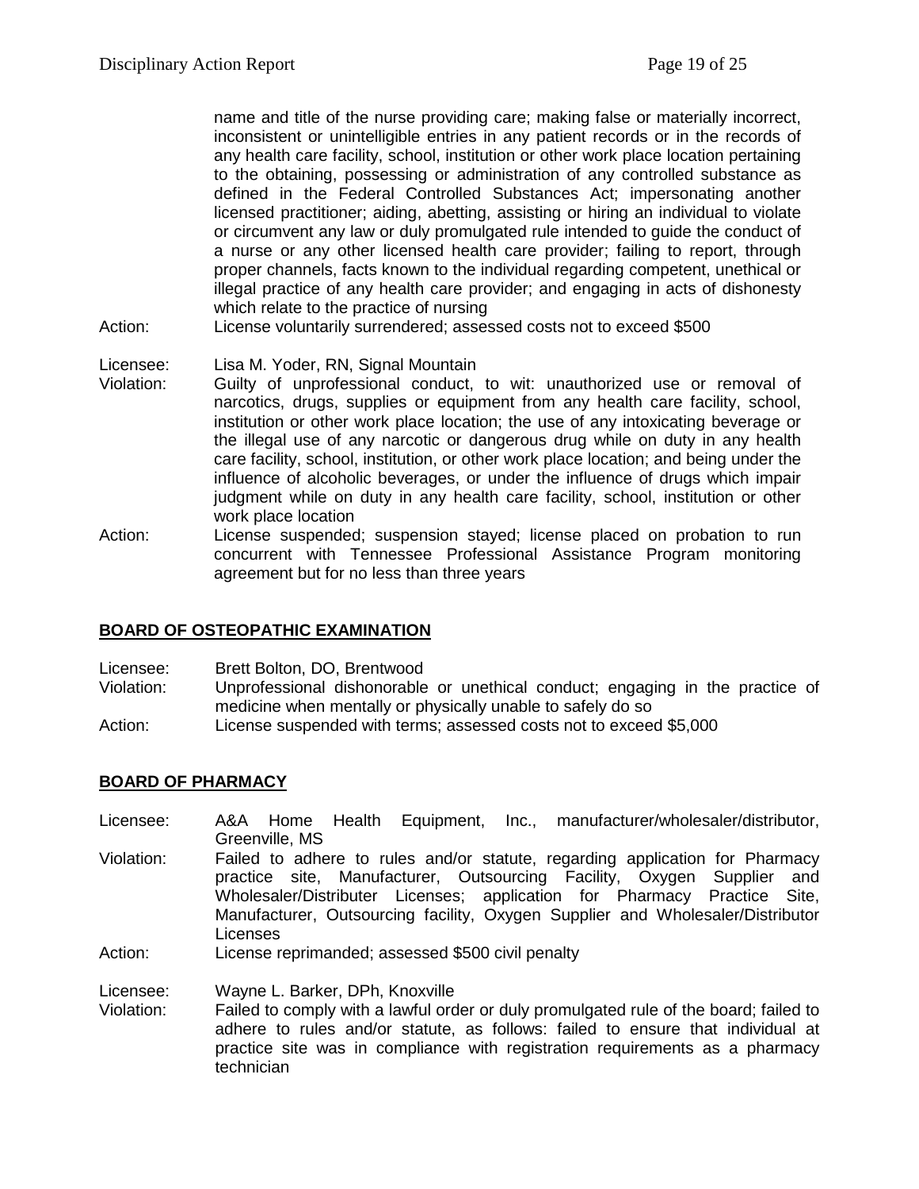name and title of the nurse providing care; making false or materially incorrect, inconsistent or unintelligible entries in any patient records or in the records of any health care facility, school, institution or other work place location pertaining to the obtaining, possessing or administration of any controlled substance as defined in the Federal Controlled Substances Act; impersonating another licensed practitioner; aiding, abetting, assisting or hiring an individual to violate or circumvent any law or duly promulgated rule intended to guide the conduct of a nurse or any other licensed health care provider; failing to report, through proper channels, facts known to the individual regarding competent, unethical or illegal practice of any health care provider; and engaging in acts of dishonesty which relate to the practice of nursing

Action: License voluntarily surrendered; assessed costs not to exceed $500

Licensee: Lisa M. Yoder, RN, Signal Mountain

Violation: Guilty of unprofessional conduct, to wit: unauthorized use or removal of narcotics, drugs, supplies or equipment from any health care facility, school, institution or other work place location; the use of any intoxicating beverage or the illegal use of any narcotic or dangerous drug while on duty in any health care facility, school, institution, or other work place location; and being under the influence of alcoholic beverages, or under the influence of drugs which impair judgment while on duty in any health care facility, school, institution or other work place location

Action: License suspended; suspension stayed; license placed on probation to run concurrent with Tennessee Professional Assistance Program monitoring agreement but for no less than three years

## **BOARD OF OSTEOPATHIC EXAMINATION**

Licensee: Brett Bolton, DO, Brentwood

Violation: Unprofessional dishonorable or unethical conduct; engaging in the practice of medicine when mentally or physically unable to safely do so

Action: License suspended with terms; assessed costs not to exceed $5,000

## **BOARD OF PHARMACY**

Licensee: A&A Home Health Equipment, Inc., manufacturer/wholesaler/distributor, Greenville, MS

Violation: Failed to adhere to rules and/or statute, regarding application for Pharmacy practice site, Manufacturer, Outsourcing Facility, Oxygen Supplier and Wholesaler/Distributer Licenses; application for Pharmacy Practice Site, Manufacturer, Outsourcing facility, Oxygen Supplier and Wholesaler/Distributor Licenses

Action: License reprimanded; assessed $500 civil penalty

Licensee: Wayne L. Barker, DPh, Knoxville

Violation: Failed to comply with a lawful order or duly promulgated rule of the board; failed to adhere to rules and/or statute, as follows: failed to ensure that individual at practice site was in compliance with registration requirements as a pharmacy technician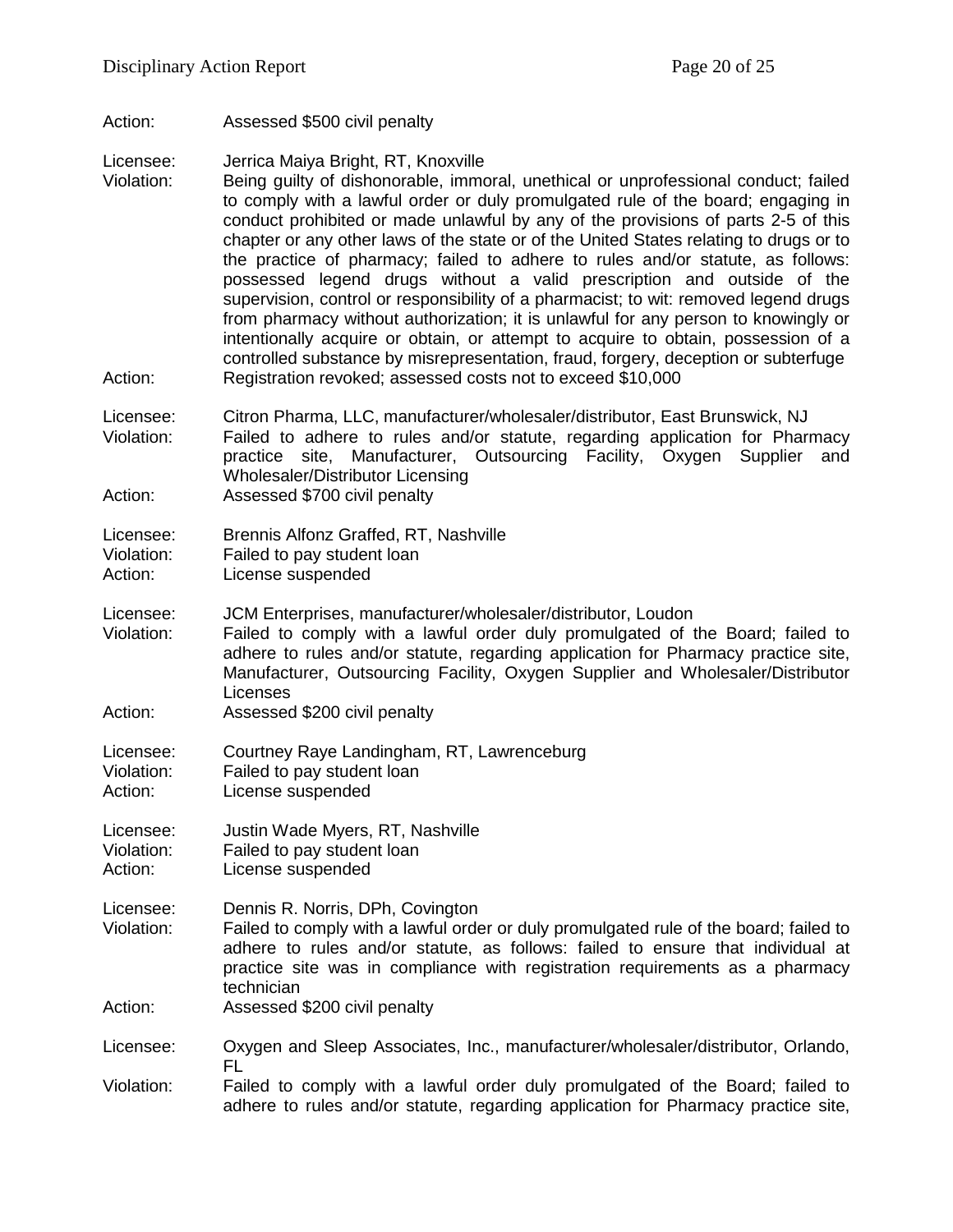Action: Assessed $500 civil penalty

Licensee: Jerrica Maiya Bright, RT, Knoxville
Violation: Being guilty of dishonorable, immoral, unethical or unprofessional conduct; failed to comply with a lawful order or duly promulgated rule of the board; engaging in conduct prohibited or made unlawful by any of the provisions of parts 2-5 of this chapter or any other laws of the state or of the United States relating to drugs or to the practice of pharmacy; failed to adhere to rules and/or statute, as follows: possessed legend drugs without a valid prescription and outside of the supervision, control or responsibility of a pharmacist; to wit: removed legend drugs from pharmacy without authorization; it is unlawful for any person to knowingly or intentionally acquire or obtain, or attempt to acquire to obtain, possession of a controlled substance by misrepresentation, fraud, forgery, deception or subterfuge
Action: Registration revoked; assessed costs not to exceed $10,000

Licensee: Citron Pharma, LLC, manufacturer/wholesaler/distributor, East Brunswick, NJ
Violation: Failed to adhere to rules and/or statute, regarding application for Pharmacy practice site, Manufacturer, Outsourcing Facility, Oxygen Supplier and Wholesaler/Distributor Licensing
Action: Assessed $700 civil penalty

Licensee: Brennis Alfonz Graffed, RT, Nashville
Violation: Failed to pay student loan
Action: License suspended

Licensee: JCM Enterprises, manufacturer/wholesaler/distributor, Loudon
Violation: Failed to comply with a lawful order duly promulgated of the Board; failed to adhere to rules and/or statute, regarding application for Pharmacy practice site, Manufacturer, Outsourcing Facility, Oxygen Supplier and Wholesaler/Distributor Licenses
Action: Assessed $200 civil penalty

Licensee: Courtney Raye Landingham, RT, Lawrenceburg
Violation: Failed to pay student loan
Action: License suspended

Licensee: Justin Wade Myers, RT, Nashville
Violation: Failed to pay student loan
Action: License suspended

Licensee: Dennis R. Norris, DPh, Covington
Violation: Failed to comply with a lawful order or duly promulgated rule of the board; failed to adhere to rules and/or statute, as follows: failed to ensure that individual at practice site was in compliance with registration requirements as a pharmacy technician
Action: Assessed $200 civil penalty

Licensee: Oxygen and Sleep Associates, Inc., manufacturer/wholesaler/distributor, Orlando, FL
Violation: Failed to comply with a lawful order duly promulgated of the Board; failed to adhere to rules and/or statute, regarding application for Pharmacy practice site,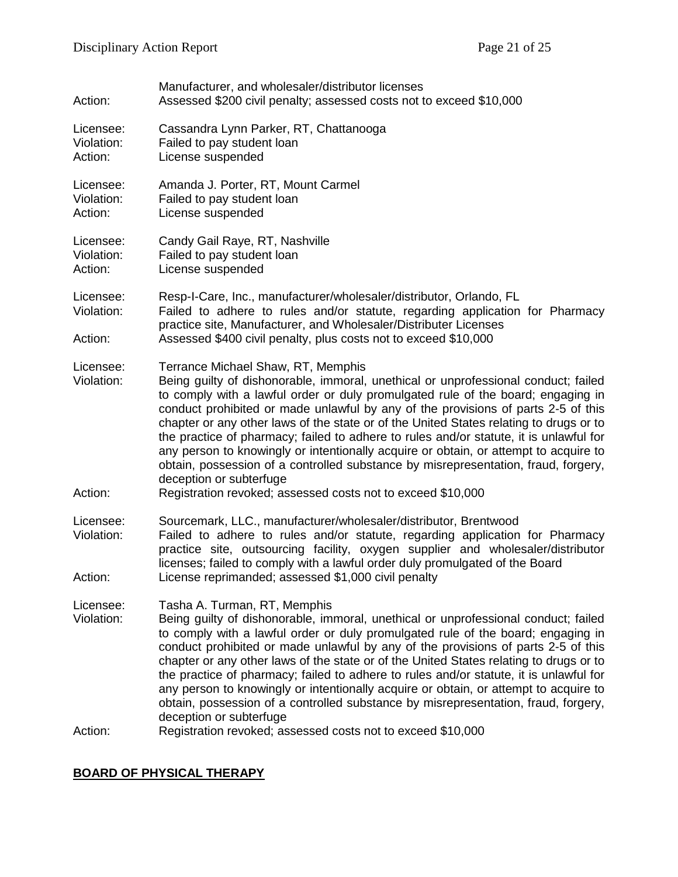| | |
|---|---|
| | Manufacturer, and wholesaler/distributor licenses |
| Action: | Assessed $200 civil penalty; assessed costs not to exceed $10,000 |

| | |
|---|---|
| Licensee: | Cassandra Lynn Parker, RT, Chattanooga |
| Violation: | Failed to pay student loan |
| Action: | License suspended |

| | |
|---|---|
| Licensee: | Amanda J. Porter, RT, Mount Carmel |
| Violation: | Failed to pay student loan |
| Action: | License suspended |

| | |
|---|---|
| Licensee: | Candy Gail Raye, RT, Nashville |
| Violation: | Failed to pay student loan |
| Action: | License suspended |

| | |
|---|---|
| Licensee: | Resp-I-Care, Inc., manufacturer/wholesaler/distributor, Orlando, FL |
| Violation: | Failed to adhere to rules and/or statute, regarding application for Pharmacy practice site, Manufacturer, and Wholesaler/Distributer Licenses |
| Action: | Assessed $400 civil penalty, plus costs not to exceed $10,000 |

| | |
|---|---|
| Licensee: | Terrance Michael Shaw, RT, Memphis |
| Violation: | Being guilty of dishonorable, immoral, unethical or unprofessional conduct; failed to comply with a lawful order or duly promulgated rule of the board; engaging in conduct prohibited or made unlawful by any of the provisions of parts 2-5 of this chapter or any other laws of the state or of the United States relating to drugs or to the practice of pharmacy; failed to adhere to rules and/or statute, it is unlawful for any person to knowingly or intentionally acquire or obtain, or attempt to acquire to obtain, possession of a controlled substance by misrepresentation, fraud, forgery, deception or subterfuge |
| Action: | Registration revoked; assessed costs not to exceed $10,000 |

| | |
|---|---|
| Licensee: | Sourcemark, LLC., manufacturer/wholesaler/distributor, Brentwood |
| Violation: | Failed to adhere to rules and/or statute, regarding application for Pharmacy practice site, outsourcing facility, oxygen supplier and wholesaler/distributor licenses; failed to comply with a lawful order duly promulgated of the Board |
| Action: | License reprimanded; assessed $1,000 civil penalty |

| | |
|---|---|
| Licensee: | Tasha A. Turman, RT, Memphis |
| Violation: | Being guilty of dishonorable, immoral, unethical or unprofessional conduct; failed to comply with a lawful order or duly promulgated rule of the board; engaging in conduct prohibited or made unlawful by any of the provisions of parts 2-5 of this chapter or any other laws of the state or of the United States relating to drugs or to the practice of pharmacy; failed to adhere to rules and/or statute, it is unlawful for any person to knowingly or intentionally acquire or obtain, or attempt to acquire to obtain, possession of a controlled substance by misrepresentation, fraud, forgery, deception or subterfuge |
| Action: | Registration revoked; assessed costs not to exceed $10,000 |

## BOARD OF PHYSICAL THERAPY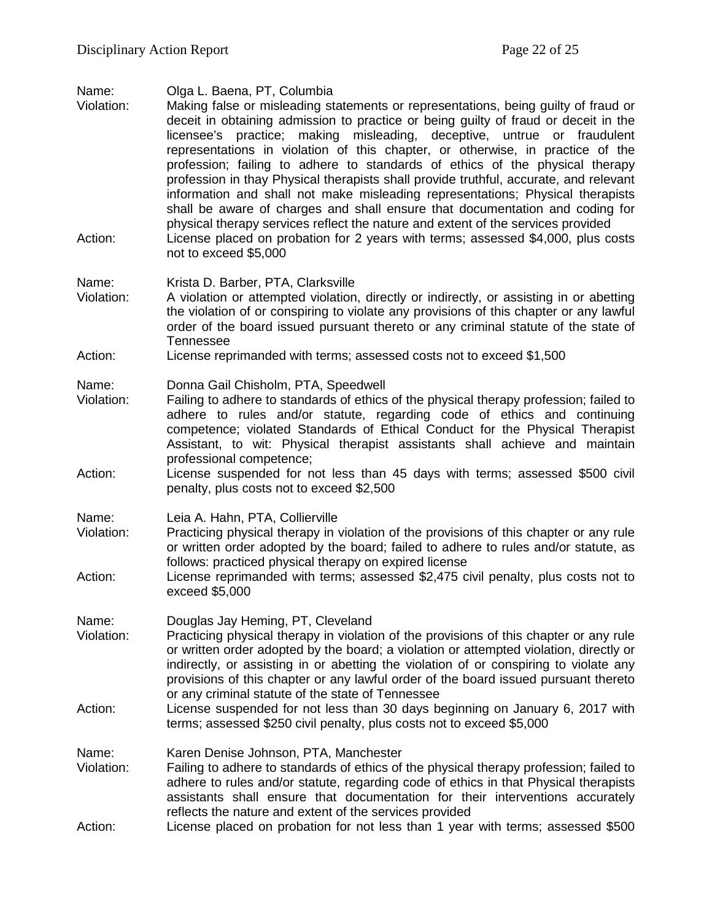Name: Olga L. Baena, PT, Columbia
Violation: Making false or misleading statements or representations, being guilty of fraud or deceit in obtaining admission to practice or being guilty of fraud or deceit in the licensee's practice; making misleading, deceptive, untrue or fraudulent representations in violation of this chapter, or otherwise, in practice of the profession; failing to adhere to standards of ethics of the physical therapy profession in thay Physical therapists shall provide truthful, accurate, and relevant information and shall not make misleading representations; Physical therapists shall be aware of charges and shall ensure that documentation and coding for physical therapy services reflect the nature and extent of the services provided
Action: License placed on probation for 2 years with terms; assessed $4,000, plus costs not to exceed $5,000

Name: Krista D. Barber, PTA, Clarksville
Violation: A violation or attempted violation, directly or indirectly, or assisting in or abetting the violation of or conspiring to violate any provisions of this chapter or any lawful order of the board issued pursuant thereto or any criminal statute of the state of Tennessee
Action: License reprimanded with terms; assessed costs not to exceed $1,500

Name: Donna Gail Chisholm, PTA, Speedwell
Violation: Failing to adhere to standards of ethics of the physical therapy profession; failed to adhere to rules and/or statute, regarding code of ethics and continuing competence; violated Standards of Ethical Conduct for the Physical Therapist Assistant, to wit: Physical therapist assistants shall achieve and maintain professional competence;
Action: License suspended for not less than 45 days with terms; assessed $500 civil penalty, plus costs not to exceed $2,500

Name: Leia A. Hahn, PTA, Collierville
Violation: Practicing physical therapy in violation of the provisions of this chapter or any rule or written order adopted by the board; failed to adhere to rules and/or statute, as follows: practiced physical therapy on expired license
Action: License reprimanded with terms; assessed $2,475 civil penalty, plus costs not to exceed $5,000

Name: Douglas Jay Heming, PT, Cleveland
Violation: Practicing physical therapy in violation of the provisions of this chapter or any rule or written order adopted by the board; a violation or attempted violation, directly or indirectly, or assisting in or abetting the violation of or conspiring to violate any provisions of this chapter or any lawful order of the board issued pursuant thereto or any criminal statute of the state of Tennessee
Action: License suspended for not less than 30 days beginning on January 6, 2017 with terms; assessed $250 civil penalty, plus costs not to exceed $5,000

Name: Karen Denise Johnson, PTA, Manchester
Violation: Failing to adhere to standards of ethics of the physical therapy profession; failed to adhere to rules and/or statute, regarding code of ethics in that Physical therapists assistants shall ensure that documentation for their interventions accurately reflects the nature and extent of the services provided
Action: License placed on probation for not less than 1 year with terms; assessed $500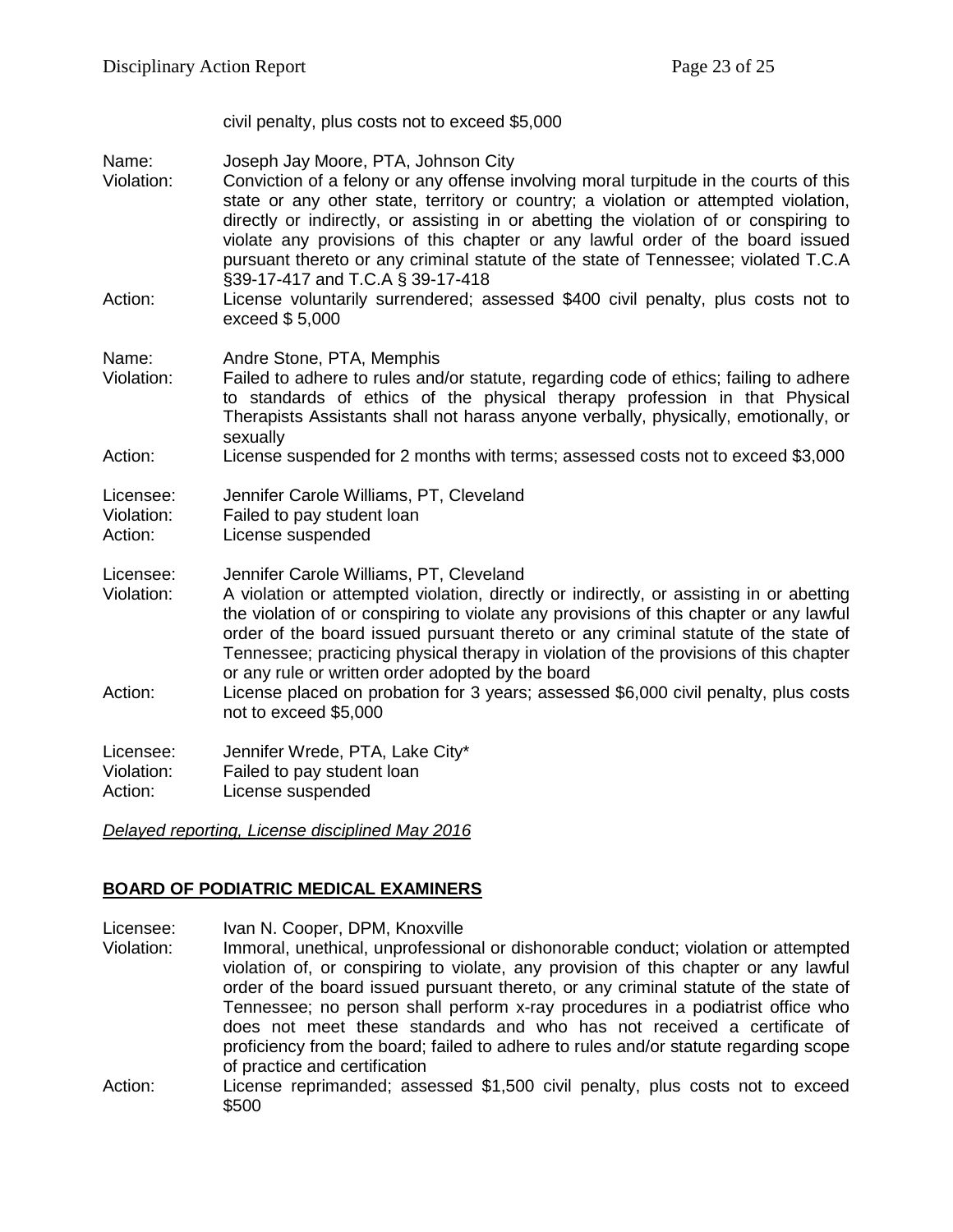civil penalty, plus costs not to exceed $5,000

Name: Joseph Jay Moore, PTA, Johnson City
Violation: Conviction of a felony or any offense involving moral turpitude in the courts of this state or any other state, territory or country; a violation or attempted violation, directly or indirectly, or assisting in or abetting the violation of or conspiring to violate any provisions of this chapter or any lawful order of the board issued pursuant thereto or any criminal statute of the state of Tennessee; violated T.C.A §39-17-417 and T.C.A § 39-17-418
Action: License voluntarily surrendered; assessed $400 civil penalty, plus costs not to exceed $ 5,000

Name: Andre Stone, PTA, Memphis
Violation: Failed to adhere to rules and/or statute, regarding code of ethics; failing to adhere to standards of ethics of the physical therapy profession in that Physical Therapists Assistants shall not harass anyone verbally, physically, emotionally, or sexually
Action: License suspended for 2 months with terms; assessed costs not to exceed $3,000

Licensee: Jennifer Carole Williams, PT, Cleveland
Violation: Failed to pay student loan
Action: License suspended

Licensee: Jennifer Carole Williams, PT, Cleveland
Violation: A violation or attempted violation, directly or indirectly, or assisting in or abetting the violation of or conspiring to violate any provisions of this chapter or any lawful order of the board issued pursuant thereto or any criminal statute of the state of Tennessee; practicing physical therapy in violation of the provisions of this chapter or any rule or written order adopted by the board
Action: License placed on probation for 3 years; assessed $6,000 civil penalty, plus costs not to exceed $5,000

Licensee: Jennifer Wrede, PTA, Lake City*
Violation: Failed to pay student loan
Action: License suspended

*Delayed reporting, License disciplined May 2016*

## BOARD OF PODIATRIC MEDICAL EXAMINERS

Licensee: Ivan N. Cooper, DPM, Knoxville
Violation: Immoral, unethical, unprofessional or dishonorable conduct; violation or attempted violation of, or conspiring to violate, any provision of this chapter or any lawful order of the board issued pursuant thereto, or any criminal statute of the state of Tennessee; no person shall perform x-ray procedures in a podiatrist office who does not meet these standards and who has not received a certificate of proficiency from the board; failed to adhere to rules and/or statute regarding scope of practice and certification
Action: License reprimanded; assessed $1,500 civil penalty, plus costs not to exceed $500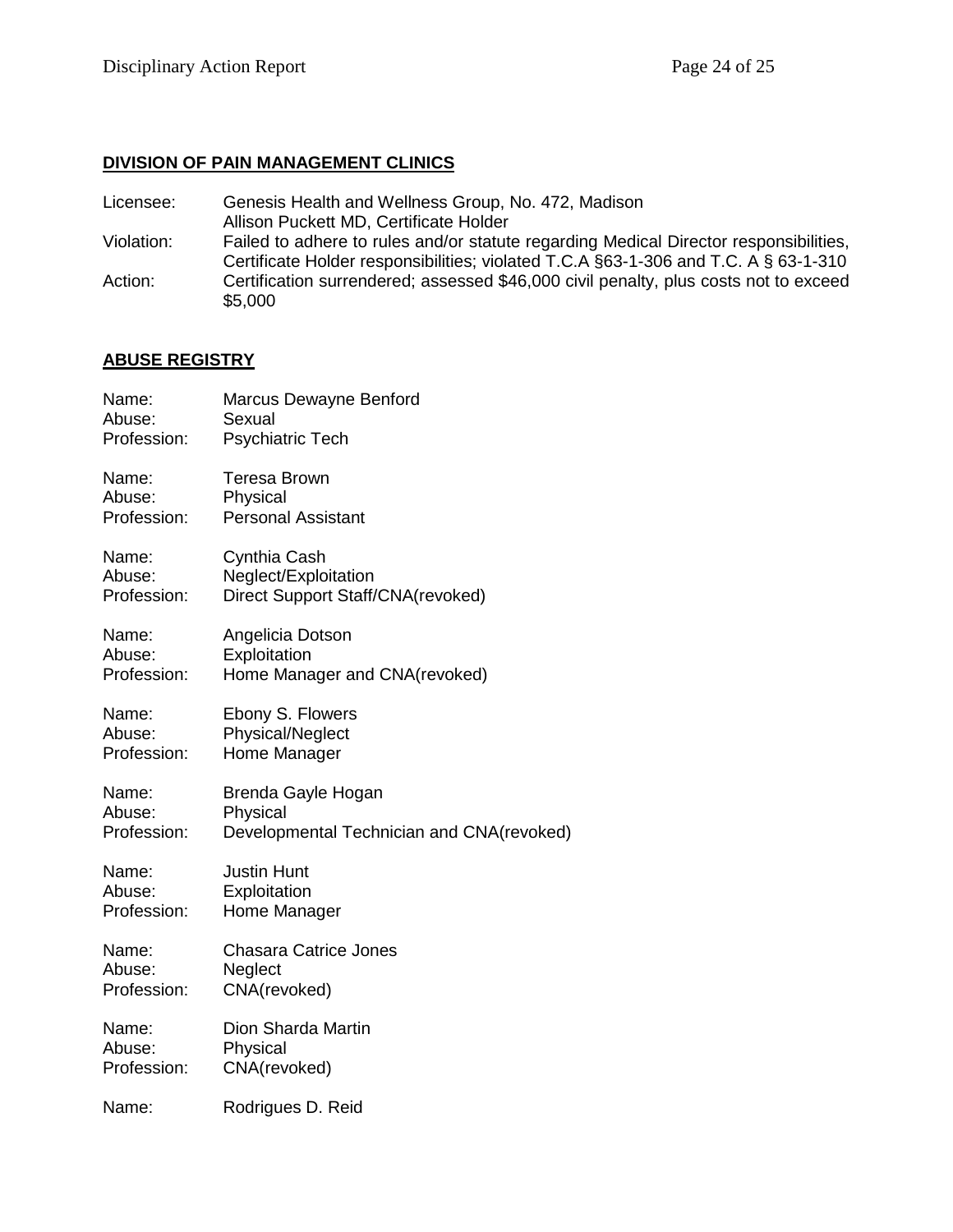## DIVISION OF PAIN MANAGEMENT CLINICS

Licensee: Genesis Health and Wellness Group, No. 472, Madison
Allison Puckett MD, Certificate Holder
Violation: Failed to adhere to rules and/or statute regarding Medical Director responsibilities, Certificate Holder responsibilities; violated T.C.A §63-1-306 and T.C. A § 63-1-310
Action: Certification surrendered; assessed $46,000 civil penalty, plus costs not to exceed $5,000

## ABUSE REGISTRY

Name: Marcus Dewayne Benford
Abuse: Sexual
Profession: Psychiatric Tech

Name: Teresa Brown
Abuse: Physical
Profession: Personal Assistant

Name: Cynthia Cash
Abuse: Neglect/Exploitation
Profession: Direct Support Staff/CNA(revoked)

Name: Angelicia Dotson
Abuse: Exploitation
Profession: Home Manager and CNA(revoked)

Name: Ebony S. Flowers
Abuse: Physical/Neglect
Profession: Home Manager

Name: Brenda Gayle Hogan
Abuse: Physical
Profession: Developmental Technician and CNA(revoked)

Name: Justin Hunt
Abuse: Exploitation
Profession: Home Manager

Name: Chasara Catrice Jones
Abuse: Neglect
Profession: CNA(revoked)

Name: Dion Sharda Martin
Abuse: Physical
Profession: CNA(revoked)

Name: Rodrigues D. Reid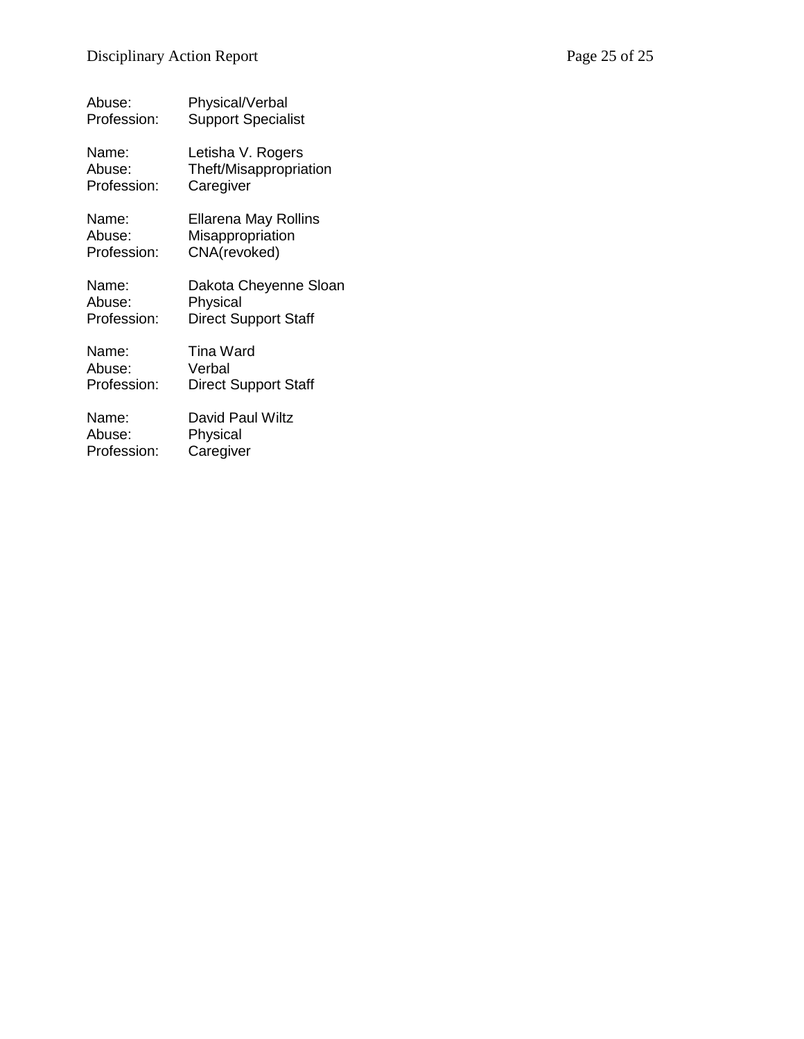Abuse: Physical/Verbal
Profession: Support Specialist

Name: Letisha V. Rogers
Abuse: Theft/Misappropriation
Profession: Caregiver

Name: Ellarena May Rollins
Abuse: Misappropriation
Profession: CNA(revoked)

Name: Dakota Cheyenne Sloan
Abuse: Physical
Profession: Direct Support Staff

Name: Tina Ward
Abuse: Verbal
Profession: Direct Support Staff

Name: David Paul Wiltz
Abuse: Physical
Profession: Caregiver